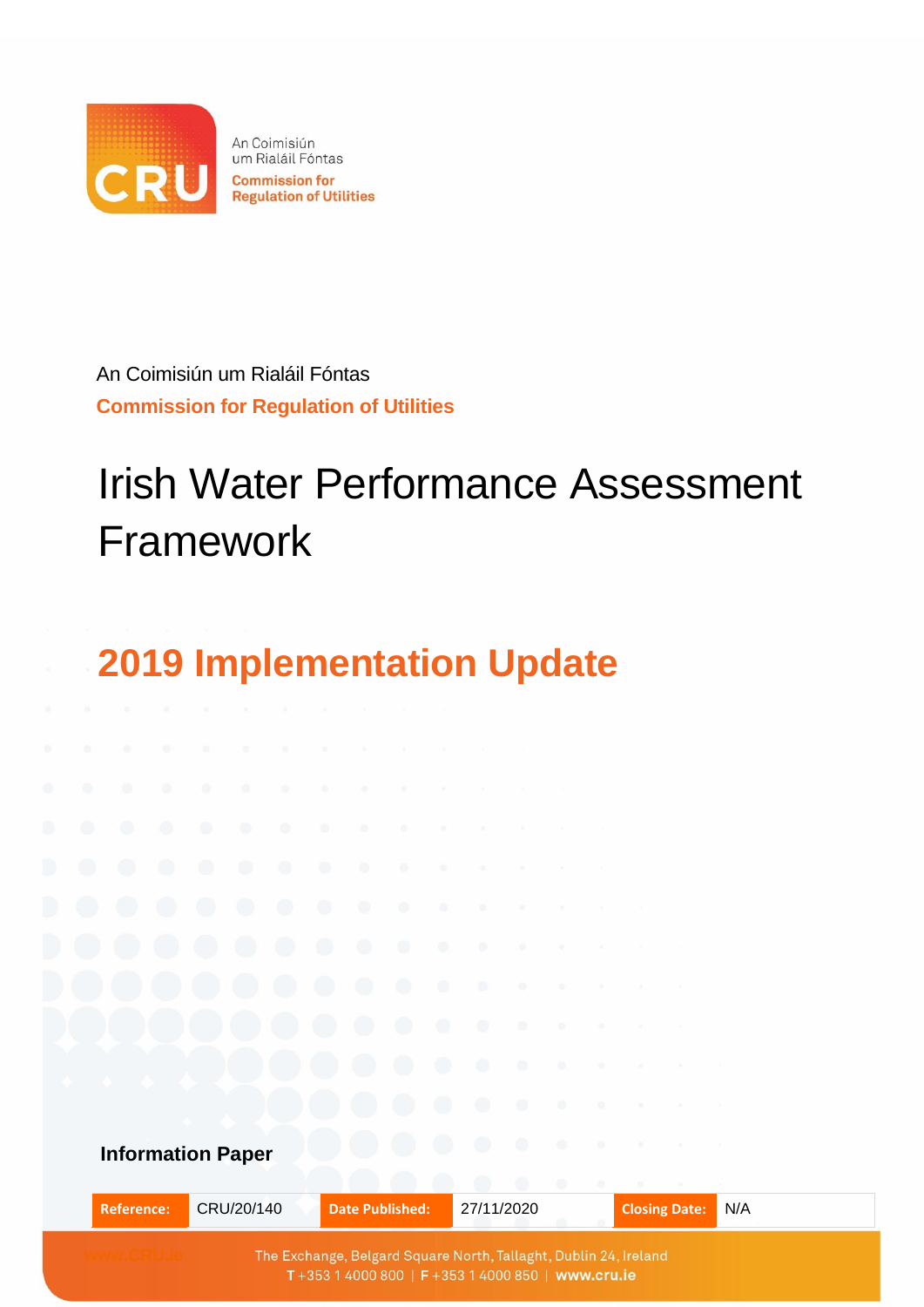An Coimisiún um Rialáil Fóntas

**Commission for Regulation of Utilities**

# Irish Water Performance Assessment Framework

## 2019 Implementation Update

**Information Paper**

| Reference: | CRU/20/140 | Date Published: | 27/11/2020 | Closing Date: | N/A |
|---|---|---|---|---|---|

The Exchange, Belgard Square North, Tallaght, Dublin 24, Ireland
T +353 1 4000 800 | F +353 1 4000 850 | www.cru.ie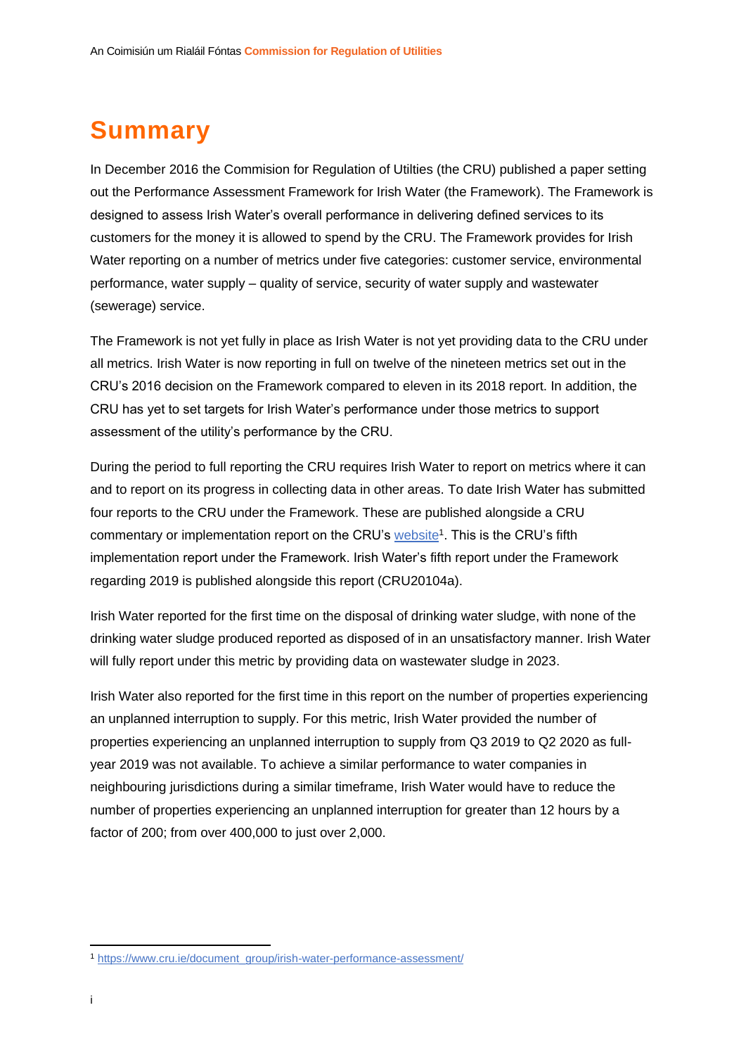# Summary

In December 2016 the Commision for Regulation of Utilties (the CRU) published a paper setting out the Performance Assessment Framework for Irish Water (the Framework). The Framework is designed to assess Irish Water's overall performance in delivering defined services to its customers for the money it is allowed to spend by the CRU. The Framework provides for Irish Water reporting on a number of metrics under five categories: customer service, environmental performance, water supply – quality of service, security of water supply and wastewater (sewerage) service.

The Framework is not yet fully in place as Irish Water is not yet providing data to the CRU under all metrics. Irish Water is now reporting in full on twelve of the nineteen metrics set out in the CRU's 2016 decision on the Framework compared to eleven in its 2018 report. In addition, the CRU has yet to set targets for Irish Water's performance under those metrics to support assessment of the utility's performance by the CRU.

During the period to full reporting the CRU requires Irish Water to report on metrics where it can and to report on its progress in collecting data in other areas. To date Irish Water has submitted four reports to the CRU under the Framework. These are published alongside a CRU commentary or implementation report on the CRU's website[1]. This is the CRU's fifth implementation report under the Framework. Irish Water's fifth report under the Framework regarding 2019 is published alongside this report (CRU20104a).

Irish Water reported for the first time on the disposal of drinking water sludge, with none of the drinking water sludge produced reported as disposed of in an unsatisfactory manner. Irish Water will fully report under this metric by providing data on wastewater sludge in 2023.

Irish Water also reported for the first time in this report on the number of properties experiencing an unplanned interruption to supply. For this metric, Irish Water provided the number of properties experiencing an unplanned interruption to supply from Q3 2019 to Q2 2020 as full-year 2019 was not available. To achieve a similar performance to water companies in neighbouring jurisdictions during a similar timeframe, Irish Water would have to reduce the number of properties experiencing an unplanned interruption for greater than 12 hours by a factor of 200; from over 400,000 to just over 2,000.

[1] https://www.cru.ie/document_group/irish-water-performance-assessment/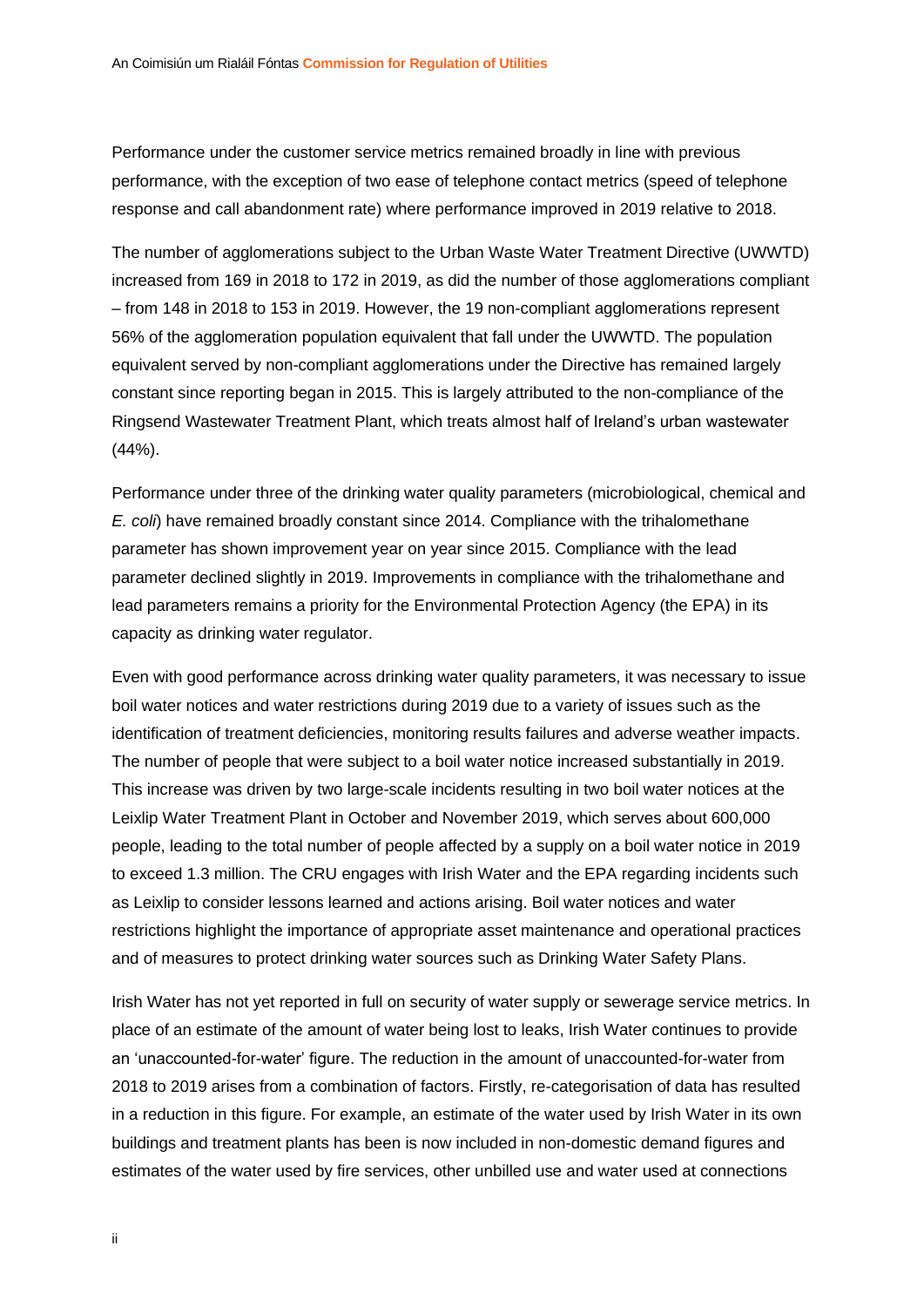Performance under the customer service metrics remained broadly in line with previous performance, with the exception of two ease of telephone contact metrics (speed of telephone response and call abandonment rate) where performance improved in 2019 relative to 2018.

The number of agglomerations subject to the Urban Waste Water Treatment Directive (UWWTD) increased from 169 in 2018 to 172 in 2019, as did the number of those agglomerations compliant – from 148 in 2018 to 153 in 2019. However, the 19 non-compliant agglomerations represent 56% of the agglomeration population equivalent that fall under the UWWTD. The population equivalent served by non-compliant agglomerations under the Directive has remained largely constant since reporting began in 2015. This is largely attributed to the non-compliance of the Ringsend Wastewater Treatment Plant, which treats almost half of Ireland's urban wastewater (44%).

Performance under three of the drinking water quality parameters (microbiological, chemical and *E. coli*) have remained broadly constant since 2014. Compliance with the trihalomethane parameter has shown improvement year on year since 2015. Compliance with the lead parameter declined slightly in 2019. Improvements in compliance with the trihalomethane and lead parameters remains a priority for the Environmental Protection Agency (the EPA) in its capacity as drinking water regulator.

Even with good performance across drinking water quality parameters, it was necessary to issue boil water notices and water restrictions during 2019 due to a variety of issues such as the identification of treatment deficiencies, monitoring results failures and adverse weather impacts. The number of people that were subject to a boil water notice increased substantially in 2019. This increase was driven by two large-scale incidents resulting in two boil water notices at the Leixlip Water Treatment Plant in October and November 2019, which serves about 600,000 people, leading to the total number of people affected by a supply on a boil water notice in 2019 to exceed 1.3 million. The CRU engages with Irish Water and the EPA regarding incidents such as Leixlip to consider lessons learned and actions arising. Boil water notices and water restrictions highlight the importance of appropriate asset maintenance and operational practices and of measures to protect drinking water sources such as Drinking Water Safety Plans.

Irish Water has not yet reported in full on security of water supply or sewerage service metrics. In place of an estimate of the amount of water being lost to leaks, Irish Water continues to provide an 'unaccounted-for-water' figure. The reduction in the amount of unaccounted-for-water from 2018 to 2019 arises from a combination of factors. Firstly, re-categorisation of data has resulted in a reduction in this figure. For example, an estimate of the water used by Irish Water in its own buildings and treatment plants has been is now included in non-domestic demand figures and estimates of the water used by fire services, other unbilled use and water used at connections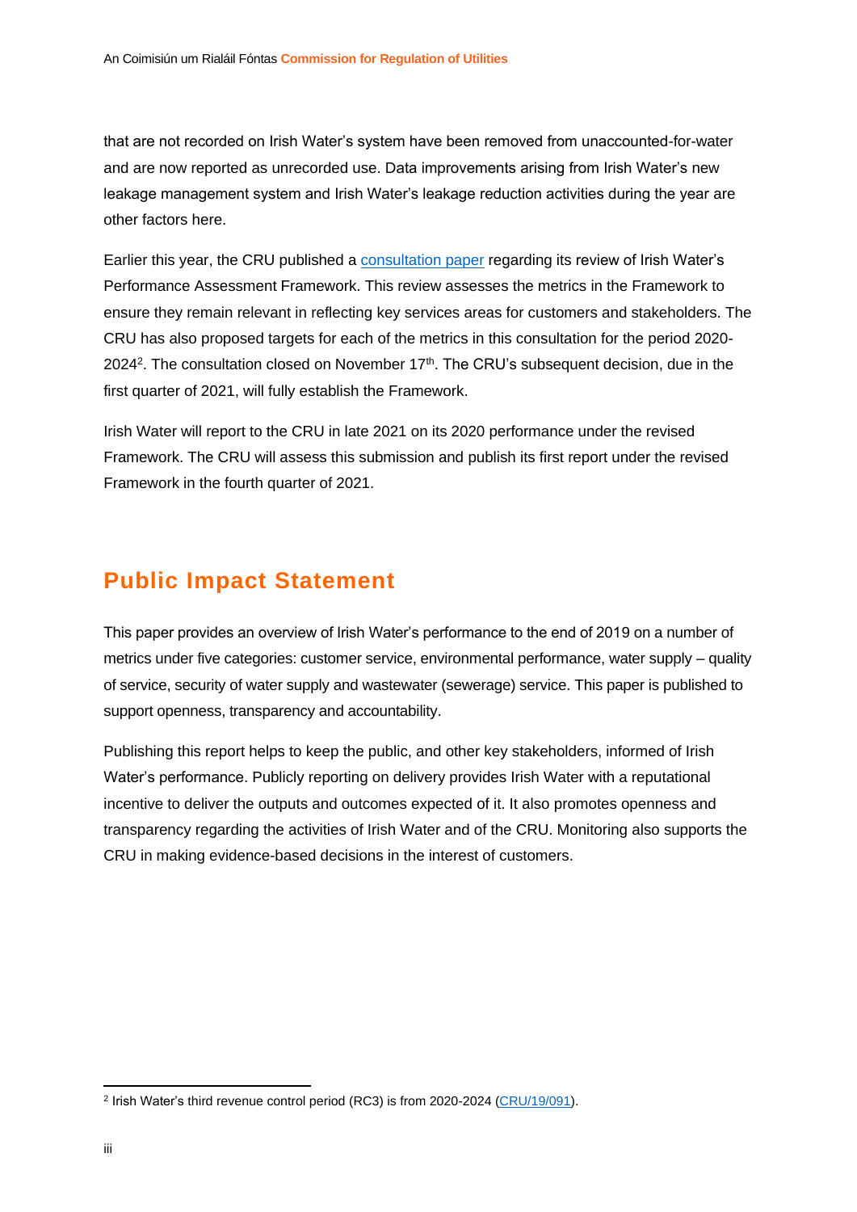that are not recorded on Irish Water's system have been removed from unaccounted-for-water and are now reported as unrecorded use. Data improvements arising from Irish Water's new leakage management system and Irish Water's leakage reduction activities during the year are other factors here.

Earlier this year, the CRU published a consultation paper regarding its review of Irish Water's Performance Assessment Framework. This review assesses the metrics in the Framework to ensure they remain relevant in reflecting key services areas for customers and stakeholders. The CRU has also proposed targets for each of the metrics in this consultation for the period 2020-2024[2]. The consultation closed on November 17th. The CRU's subsequent decision, due in the first quarter of 2021, will fully establish the Framework.

Irish Water will report to the CRU in late 2021 on its 2020 performance under the revised Framework. The CRU will assess this submission and publish its first report under the revised Framework in the fourth quarter of 2021.

## Public Impact Statement

This paper provides an overview of Irish Water's performance to the end of 2019 on a number of metrics under five categories: customer service, environmental performance, water supply – quality of service, security of water supply and wastewater (sewerage) service. This paper is published to support openness, transparency and accountability.

Publishing this report helps to keep the public, and other key stakeholders, informed of Irish Water's performance. Publicly reporting on delivery provides Irish Water with a reputational incentive to deliver the outputs and outcomes expected of it. It also promotes openness and transparency regarding the activities of Irish Water and of the CRU. Monitoring also supports the CRU in making evidence-based decisions in the interest of customers.

[2] Irish Water's third revenue control period (RC3) is from 2020-2024 (CRU/19/091).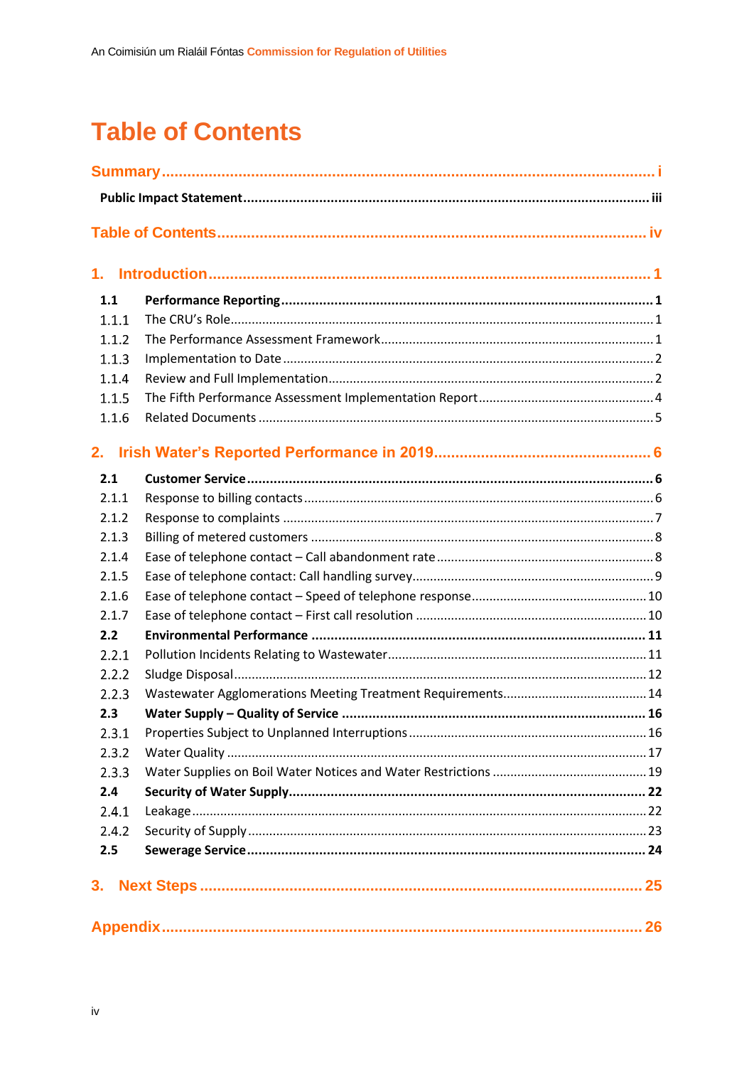# Table of Contents

**Summary** ........................................................................................................ i

**Public Impact Statement** ........................................................................................ iii

**Table of Contents** ........................................................................................ iv

**1. Introduction** ........................................................................................ 1

**1.1 Performance Reporting** ........................................................................................ 1

1.1.1 The CRU's Role ........................................................................................ 1

1.1.2 The Performance Assessment Framework ........................................................................................ 1

1.1.3 Implementation to Date ........................................................................................ 2

1.1.4 Review and Full Implementation ........................................................................................ 2

1.1.5 The Fifth Performance Assessment Implementation Report ........................................................................................ 4

1.1.6 Related Documents ........................................................................................ 5

**2. Irish Water's Reported Performance in 2019** ........................................................................................ 6

**2.1 Customer Service** ........................................................................................ 6

2.1.1 Response to billing contacts ........................................................................................ 6

2.1.2 Response to complaints ........................................................................................ 7

2.1.3 Billing of metered customers ........................................................................................ 8

2.1.4 Ease of telephone contact – Call abandonment rate ........................................................................................ 8

2.1.5 Ease of telephone contact: Call handling survey ........................................................................................ 9

2.1.6 Ease of telephone contact – Speed of telephone response ........................................................................................ 10

2.1.7 Ease of telephone contact – First call resolution ........................................................................................ 10

**2.2 Environmental Performance** ........................................................................................ 11

2.2.1 Pollution Incidents Relating to Wastewater ........................................................................................ 11

2.2.2 Sludge Disposal ........................................................................................ 12

2.2.3 Wastewater Agglomerations Meeting Treatment Requirements ........................................................................................ 14

**2.3 Water Supply – Quality of Service** ........................................................................................ 16

2.3.1 Properties Subject to Unplanned Interruptions ........................................................................................ 16

2.3.2 Water Quality ........................................................................................ 17

2.3.3 Water Supplies on Boil Water Notices and Water Restrictions ........................................................................................ 19

**2.4 Security of Water Supply** ........................................................................................ 22

2.4.1 Leakage ........................................................................................ 22

2.4.2 Security of Supply ........................................................................................ 23

**2.5 Sewerage Service** ........................................................................................ 24

**3. Next Steps** ........................................................................................ 25

**Appendix** ........................................................................................ 26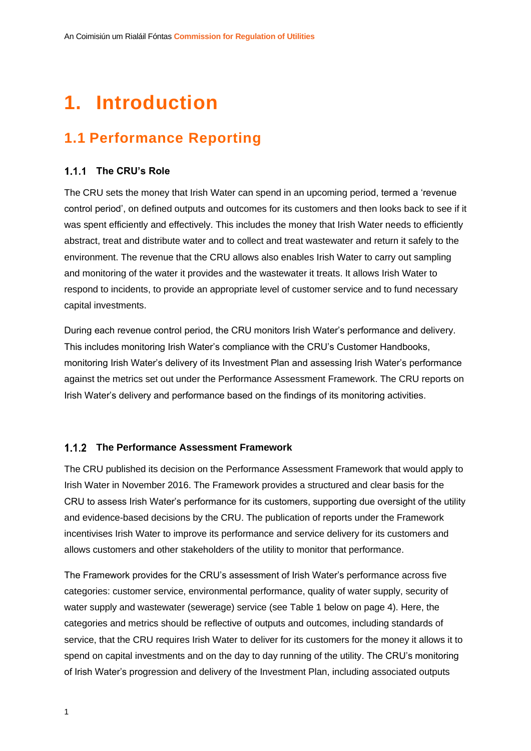# 1. Introduction

## 1.1 Performance Reporting

### 1.1.1 The CRU's Role

The CRU sets the money that Irish Water can spend in an upcoming period, termed a 'revenue control period', on defined outputs and outcomes for its customers and then looks back to see if it was spent efficiently and effectively. This includes the money that Irish Water needs to efficiently abstract, treat and distribute water and to collect and treat wastewater and return it safely to the environment. The revenue that the CRU allows also enables Irish Water to carry out sampling and monitoring of the water it provides and the wastewater it treats. It allows Irish Water to respond to incidents, to provide an appropriate level of customer service and to fund necessary capital investments.

During each revenue control period, the CRU monitors Irish Water's performance and delivery. This includes monitoring Irish Water's compliance with the CRU's Customer Handbooks, monitoring Irish Water's delivery of its Investment Plan and assessing Irish Water's performance against the metrics set out under the Performance Assessment Framework. The CRU reports on Irish Water's delivery and performance based on the findings of its monitoring activities.

### 1.1.2 The Performance Assessment Framework

The CRU published its decision on the Performance Assessment Framework that would apply to Irish Water in November 2016. The Framework provides a structured and clear basis for the CRU to assess Irish Water's performance for its customers, supporting due oversight of the utility and evidence-based decisions by the CRU. The publication of reports under the Framework incentivises Irish Water to improve its performance and service delivery for its customers and allows customers and other stakeholders of the utility to monitor that performance.

The Framework provides for the CRU's assessment of Irish Water's performance across five categories: customer service, environmental performance, quality of water supply, security of water supply and wastewater (sewerage) service (see Table 1 below on page 4). Here, the categories and metrics should be reflective of outputs and outcomes, including standards of service, that the CRU requires Irish Water to deliver for its customers for the money it allows it to spend on capital investments and on the day to day running of the utility. The CRU's monitoring of Irish Water's progression and delivery of the Investment Plan, including associated outputs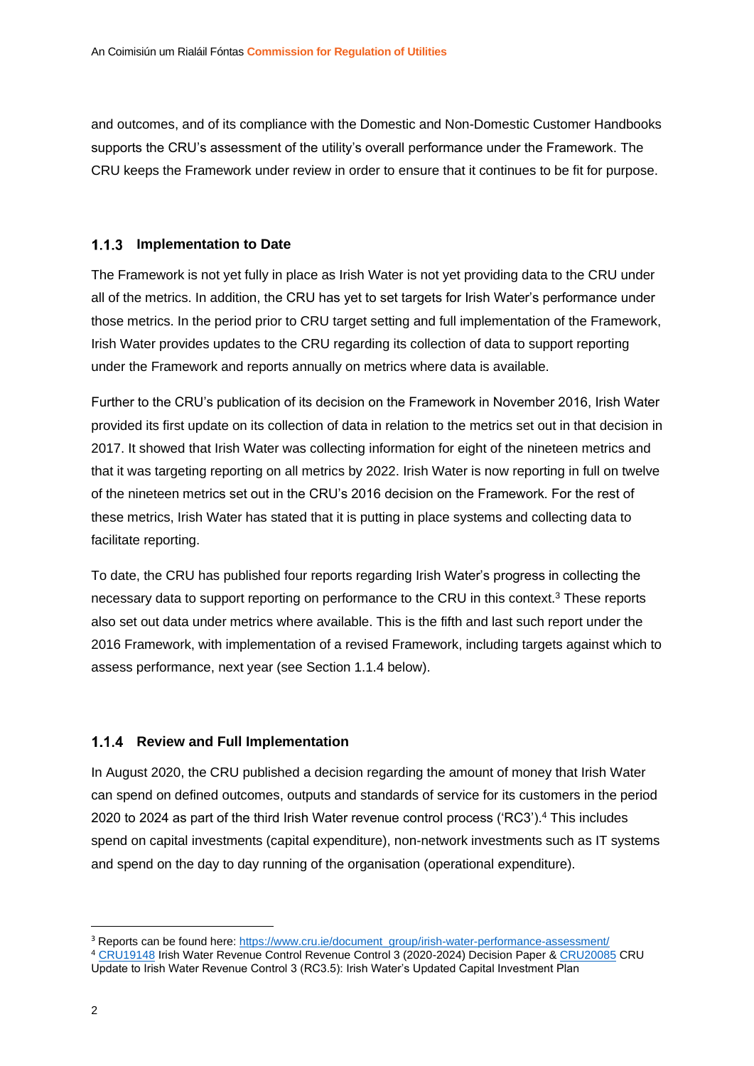and outcomes, and of its compliance with the Domestic and Non-Domestic Customer Handbooks supports the CRU's assessment of the utility's overall performance under the Framework. The CRU keeps the Framework under review in order to ensure that it continues to be fit for purpose.

### 1.1.3 Implementation to Date

The Framework is not yet fully in place as Irish Water is not yet providing data to the CRU under all of the metrics. In addition, the CRU has yet to set targets for Irish Water's performance under those metrics. In the period prior to CRU target setting and full implementation of the Framework, Irish Water provides updates to the CRU regarding its collection of data to support reporting under the Framework and reports annually on metrics where data is available.

Further to the CRU's publication of its decision on the Framework in November 2016, Irish Water provided its first update on its collection of data in relation to the metrics set out in that decision in 2017. It showed that Irish Water was collecting information for eight of the nineteen metrics and that it was targeting reporting on all metrics by 2022. Irish Water is now reporting in full on twelve of the nineteen metrics set out in the CRU's 2016 decision on the Framework. For the rest of these metrics, Irish Water has stated that it is putting in place systems and collecting data to facilitate reporting.

To date, the CRU has published four reports regarding Irish Water's progress in collecting the necessary data to support reporting on performance to the CRU in this context.[3] These reports also set out data under metrics where available. This is the fifth and last such report under the 2016 Framework, with implementation of a revised Framework, including targets against which to assess performance, next year (see Section 1.1.4 below).

### 1.1.4 Review and Full Implementation

In August 2020, the CRU published a decision regarding the amount of money that Irish Water can spend on defined outcomes, outputs and standards of service for its customers in the period 2020 to 2024 as part of the third Irish Water revenue control process ('RC3').[4] This includes spend on capital investments (capital expenditure), non-network investments such as IT systems and spend on the day to day running of the organisation (operational expenditure).

---

[3] Reports can be found here: https://www.cru.ie/document_group/irish-water-performance-assessment/

[4] CRU19148 Irish Water Revenue Control Revenue Control 3 (2020-2024) Decision Paper & CRU20085 CRU Update to Irish Water Revenue Control 3 (RC3.5): Irish Water's Updated Capital Investment Plan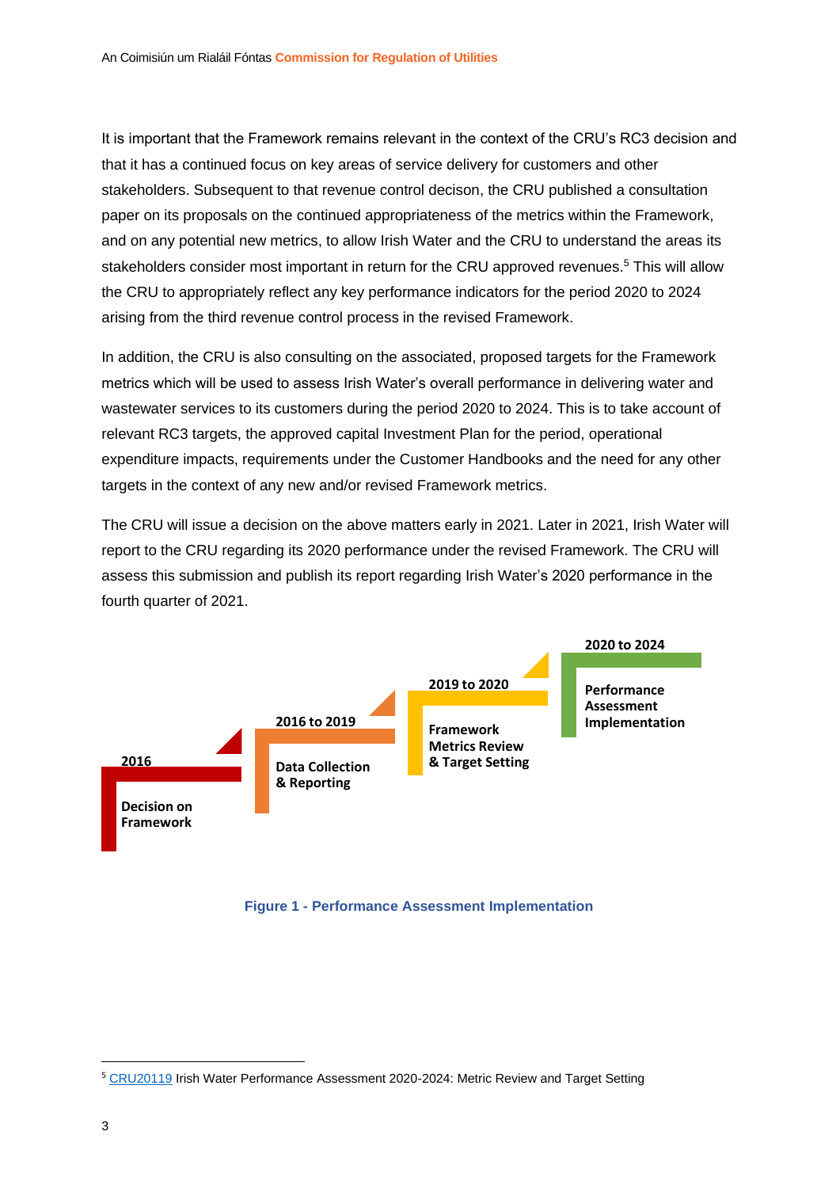It is important that the Framework remains relevant in the context of the CRU's RC3 decision and that it has a continued focus on key areas of service delivery for customers and other stakeholders. Subsequent to that revenue control decison, the CRU published a consultation paper on its proposals on the continued appropriateness of the metrics within the Framework, and on any potential new metrics, to allow Irish Water and the CRU to understand the areas its stakeholders consider most important in return for the CRU approved revenues.[5] This will allow the CRU to appropriately reflect any key performance indicators for the period 2020 to 2024 arising from the third revenue control process in the revised Framework.

In addition, the CRU is also consulting on the associated, proposed targets for the Framework metrics which will be used to assess Irish Water's overall performance in delivering water and wastewater services to its customers during the period 2020 to 2024. This is to take account of relevant RC3 targets, the approved capital Investment Plan for the period, operational expenditure impacts, requirements under the Customer Handbooks and the need for any other targets in the context of any new and/or revised Framework metrics.

The CRU will issue a decision on the above matters early in 2021. Later in 2021, Irish Water will report to the CRU regarding its 2020 performance under the revised Framework. The CRU will assess this submission and publish its report regarding Irish Water's 2020 performance in the fourth quarter of 2021.

**2016** – Decision on Framework

**2016 to 2019** – Data Collection & Reporting

**2019 to 2020** – Framework Metrics Review & Target Setting

**2020 to 2024** – Performance Assessment Implementation

Figure 1 - Performance Assessment Implementation

---

[5] CRU20119 Irish Water Performance Assessment 2020-2024: Metric Review and Target Setting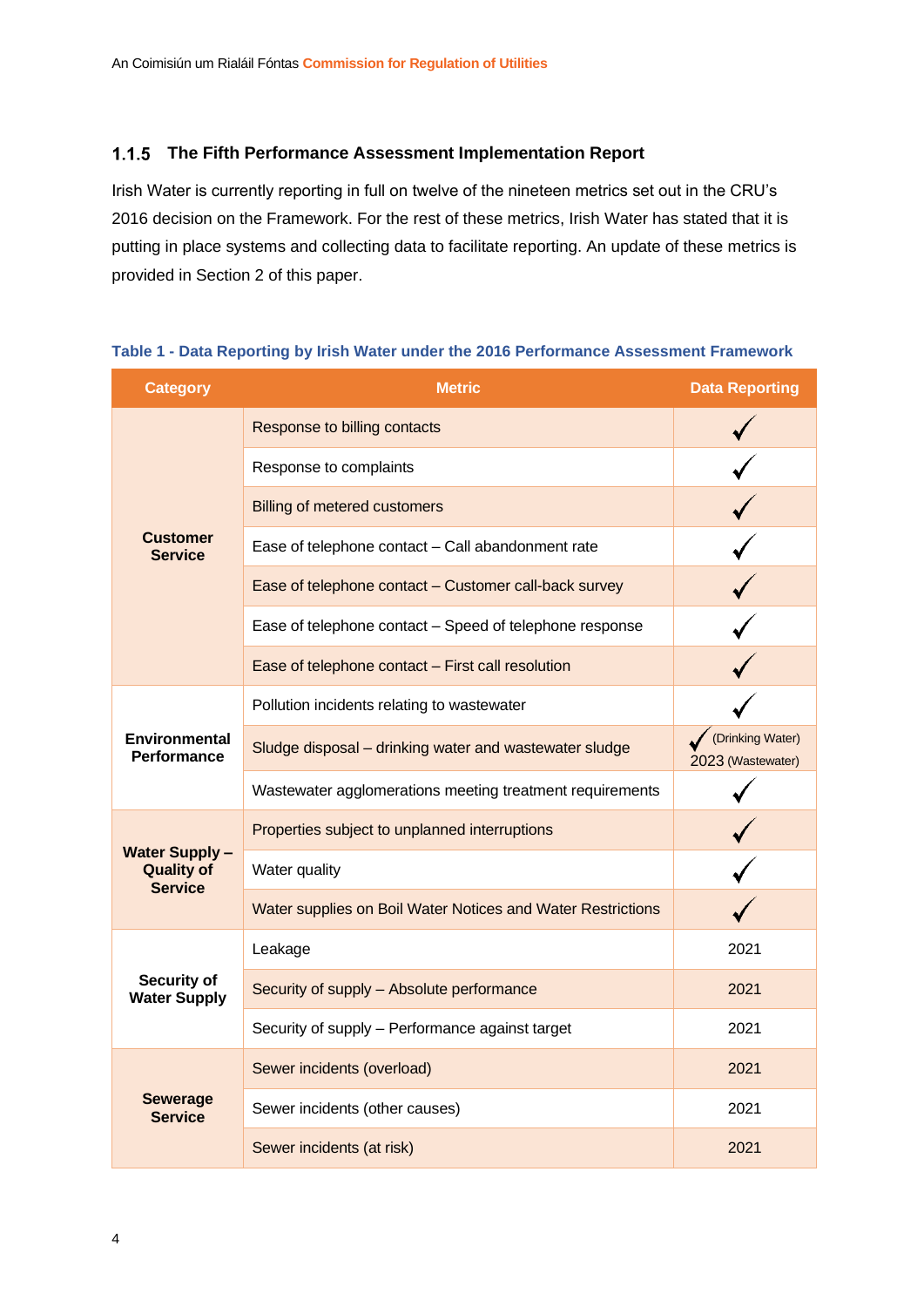### 1.1.5 The Fifth Performance Assessment Implementation Report

Irish Water is currently reporting in full on twelve of the nineteen metrics set out in the CRU's 2016 decision on the Framework. For the rest of these metrics, Irish Water has stated that it is putting in place systems and collecting data to facilitate reporting. An update of these metrics is provided in Section 2 of this paper.

**Table 1 - Data Reporting by Irish Water under the 2016 Performance Assessment Framework**

| Category | Metric | Data Reporting |
|---|---|---|
| Customer Service | Response to billing contacts | ✓ |
| | Response to complaints | ✓ |
| | Billing of metered customers | ✓ |
| | Ease of telephone contact – Call abandonment rate | ✓ |
| | Ease of telephone contact – Customer call-back survey | ✓ |
| | Ease of telephone contact – Speed of telephone response | ✓ |
| | Ease of telephone contact – First call resolution | ✓ |
| Environmental Performance | Pollution incidents relating to wastewater | ✓ |
| | Sludge disposal – drinking water and wastewater sludge | ✓ (Drinking Water) 2023 (Wastewater) |
| | Wastewater agglomerations meeting treatment requirements | ✓ |
| Water Supply – Quality of Service | Properties subject to unplanned interruptions | ✓ |
| | Water quality | ✓ |
| | Water supplies on Boil Water Notices and Water Restrictions | ✓ |
| Security of Water Supply | Leakage | 2021 |
| | Security of supply – Absolute performance | 2021 |
| | Security of supply – Performance against target | 2021 |
| Sewerage Service | Sewer incidents (overload) | 2021 |
| | Sewer incidents (other causes) | 2021 |
| | Sewer incidents (at risk) | 2021 |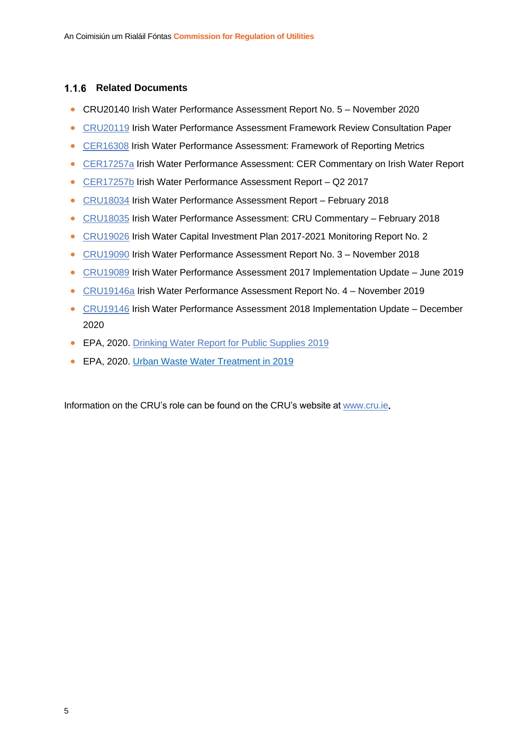### 1.1.6 Related Documents

- CRU20140 Irish Water Performance Assessment Report No. 5 – November 2020
- CRU20119 Irish Water Performance Assessment Framework Review Consultation Paper
- CER16308 Irish Water Performance Assessment: Framework of Reporting Metrics
- CER17257a Irish Water Performance Assessment: CER Commentary on Irish Water Report
- CER17257b Irish Water Performance Assessment Report – Q2 2017
- CRU18034 Irish Water Performance Assessment Report – February 2018
- CRU18035 Irish Water Performance Assessment: CRU Commentary – February 2018
- CRU19026 Irish Water Capital Investment Plan 2017-2021 Monitoring Report No. 2
- CRU19090 Irish Water Performance Assessment Report No. 3 – November 2018
- CRU19089 Irish Water Performance Assessment 2017 Implementation Update – June 2019
- CRU19146a Irish Water Performance Assessment Report No. 4 – November 2019
- CRU19146 Irish Water Performance Assessment 2018 Implementation Update – December 2020
- EPA, 2020. Drinking Water Report for Public Supplies 2019
- EPA, 2020. Urban Waste Water Treatment in 2019

Information on the CRU's role can be found on the CRU's website at www.cru.ie.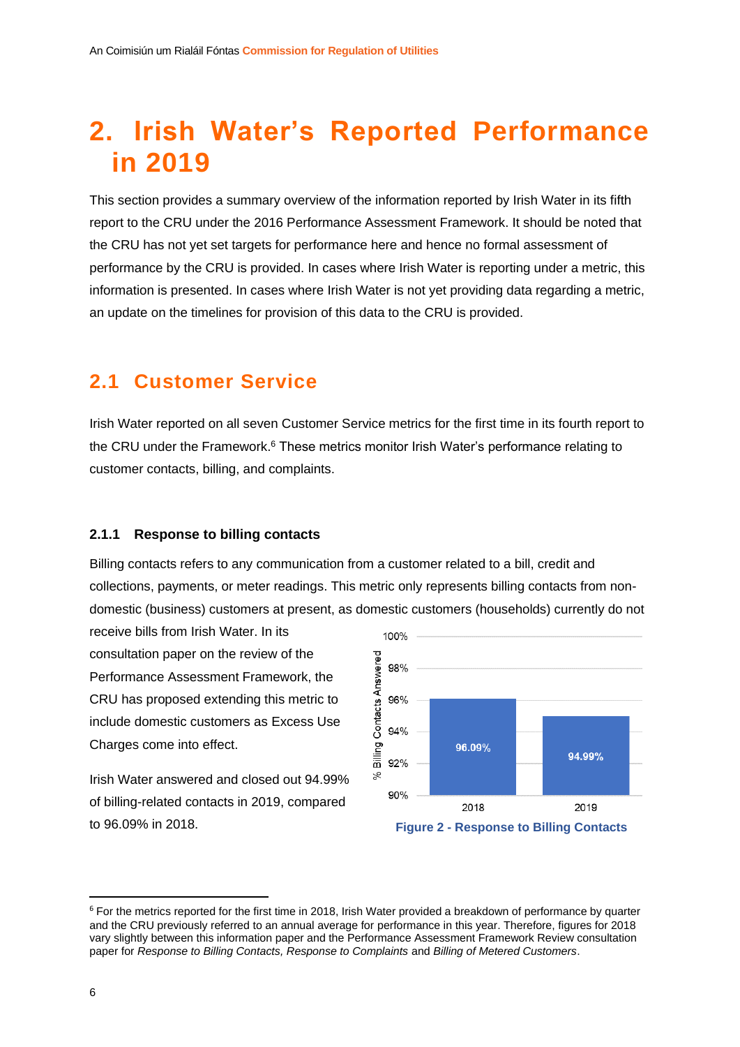# 2. Irish Water's Reported Performance in 2019

This section provides a summary overview of the information reported by Irish Water in its fifth report to the CRU under the 2016 Performance Assessment Framework. It should be noted that the CRU has not yet set targets for performance here and hence no formal assessment of performance by the CRU is provided. In cases where Irish Water is reporting under a metric, this information is presented. In cases where Irish Water is not yet providing data regarding a metric, an update on the timelines for provision of this data to the CRU is provided.

## 2.1 Customer Service

Irish Water reported on all seven Customer Service metrics for the first time in its fourth report to the CRU under the Framework.[6] These metrics monitor Irish Water's performance relating to customer contacts, billing, and complaints.

### 2.1.1 Response to billing contacts

Billing contacts refers to any communication from a customer related to a bill, credit and collections, payments, or meter readings. This metric only represents billing contacts from non-domestic (business) customers at present, as domestic customers (households) currently do not receive bills from Irish Water. In its consultation paper on the review of the Performance Assessment Framework, the CRU has proposed extending this metric to include domestic customers as Excess Use Charges come into effect.

Irish Water answered and closed out 94.99% of billing-related contacts in 2019, compared to 96.09% in 2018.

| Year | % Billing Contacts Answered |
|---|---|
| 2018 | 96.09% |
| 2019 | 94.99% |

Figure 2 - Response to Billing Contacts

[6] For the metrics reported for the first time in 2018, Irish Water provided a breakdown of performance by quarter and the CRU previously referred to an annual average for performance in this year. Therefore, figures for 2018 vary slightly between this information paper and the Performance Assessment Framework Review consultation paper for *Response to Billing Contacts, Response to Complaints* and *Billing of Metered Customers*.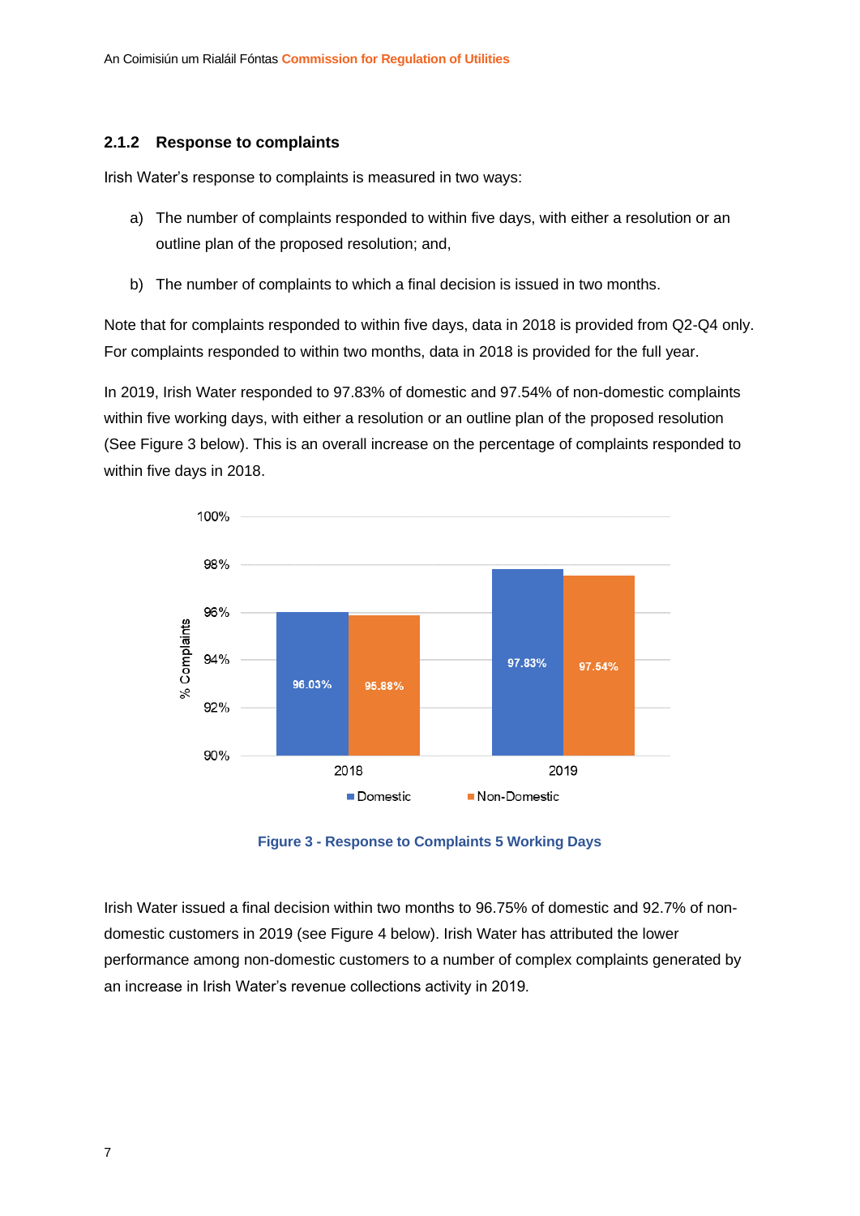### 2.1.2 Response to complaints

Irish Water's response to complaints is measured in two ways:

a) The number of complaints responded to within five days, with either a resolution or an outline plan of the proposed resolution; and,

b) The number of complaints to which a final decision is issued in two months.

Note that for complaints responded to within five days, data in 2018 is provided from Q2-Q4 only. For complaints responded to within two months, data in 2018 is provided for the full year.

In 2019, Irish Water responded to 97.83% of domestic and 97.54% of non-domestic complaints within five working days, with either a resolution or an outline plan of the proposed resolution (See Figure 3 below). This is an overall increase on the percentage of complaints responded to within five days in 2018.

| Year | Domestic | Non-Domestic |
|---|---|---|
| 2018 | 96.03% | 95.88% |
| 2019 | 97.83% | 97.54% |

**Figure 3 - Response to Complaints 5 Working Days**

Irish Water issued a final decision within two months to 96.75% of domestic and 92.7% of non-domestic customers in 2019 (see Figure 4 below). Irish Water has attributed the lower performance among non-domestic customers to a number of complex complaints generated by an increase in Irish Water's revenue collections activity in 2019.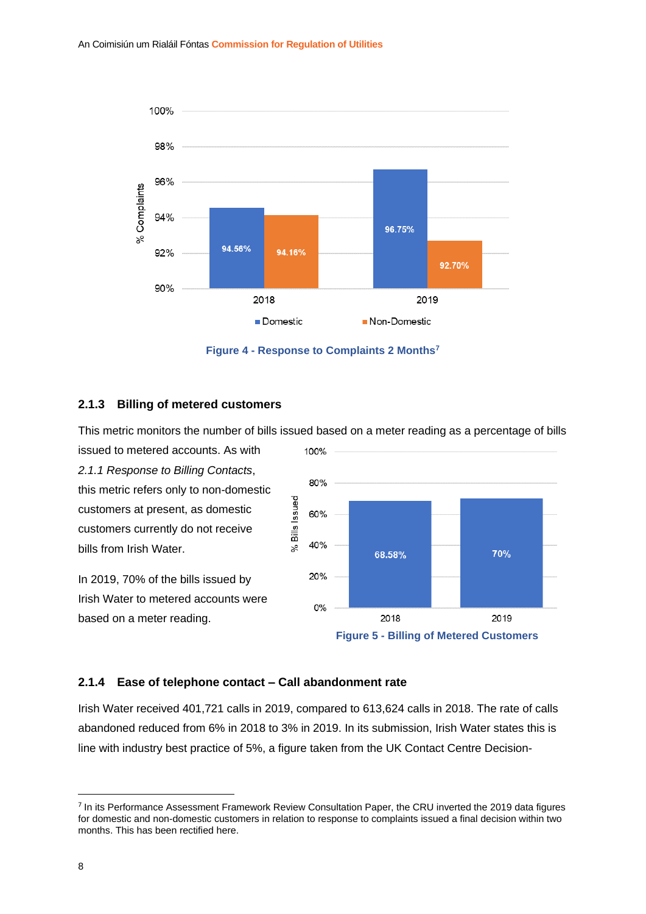Figure 4 - Response to Complaints 2 Months[7]

### 2.1.3 Billing of metered customers

This metric monitors the number of bills issued based on a meter reading as a percentage of bills issued to metered accounts. As with *2.1.1 Response to Billing Contacts*, this metric refers only to non-domestic customers at present, as domestic customers currently do not receive bills from Irish Water.

In 2019, 70% of the bills issued by Irish Water to metered accounts were based on a meter reading.

Figure 5 - Billing of Metered Customers

### 2.1.4 Ease of telephone contact – Call abandonment rate

Irish Water received 401,721 calls in 2019, compared to 613,624 calls in 2018. The rate of calls abandoned reduced from 6% in 2018 to 3% in 2019. In its submission, Irish Water states this is line with industry best practice of 5%, a figure taken from the UK Contact Centre Decision-

[7] In its Performance Assessment Framework Review Consultation Paper, the CRU inverted the 2019 data figures for domestic and non-domestic customers in relation to response to complaints issued a final decision within two months. This has been rectified here.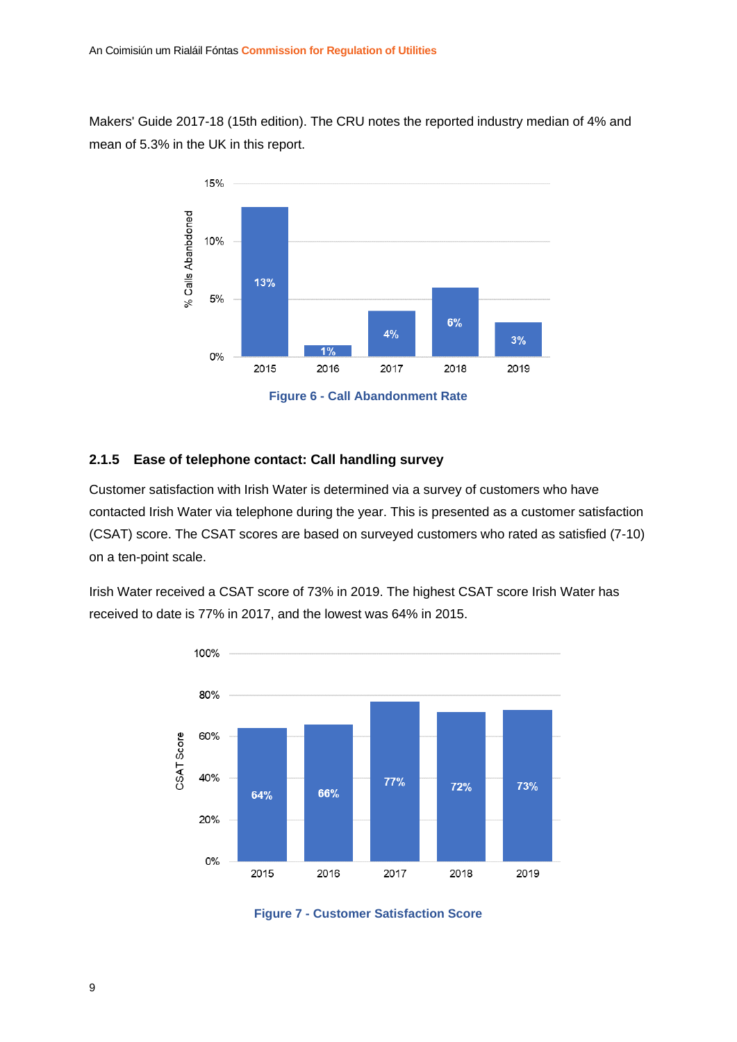Makers' Guide 2017-18 (15th edition). The CRU notes the reported industry median of 4% and mean of 5.3% in the UK in this report.

Figure 6 - Call Abandonment Rate

### 2.1.5 Ease of telephone contact: Call handling survey

Customer satisfaction with Irish Water is determined via a survey of customers who have contacted Irish Water via telephone during the year. This is presented as a customer satisfaction (CSAT) score. The CSAT scores are based on surveyed customers who rated as satisfied (7-10) on a ten-point scale.

Irish Water received a CSAT score of 73% in 2019. The highest CSAT score Irish Water has received to date is 77% in 2017, and the lowest was 64% in 2015.

Figure 7 - Customer Satisfaction Score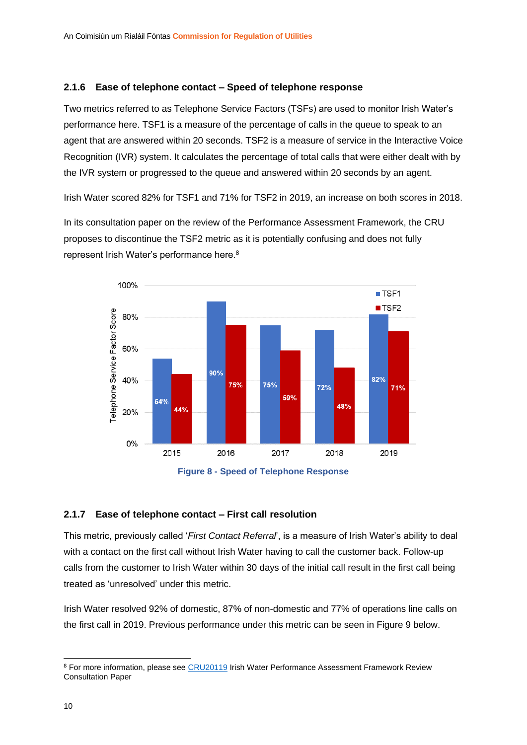### 2.1.6 Ease of telephone contact – Speed of telephone response

Two metrics referred to as Telephone Service Factors (TSFs) are used to monitor Irish Water's performance here. TSF1 is a measure of the percentage of calls in the queue to speak to an agent that are answered within 20 seconds. TSF2 is a measure of service in the Interactive Voice Recognition (IVR) system. It calculates the percentage of total calls that were either dealt with by the IVR system or progressed to the queue and answered within 20 seconds by an agent.

Irish Water scored 82% for TSF1 and 71% for TSF2 in 2019, an increase on both scores in 2018.

In its consultation paper on the review of the Performance Assessment Framework, the CRU proposes to discontinue the TSF2 metric as it is potentially confusing and does not fully represent Irish Water's performance here.[8]

| Year | TSF1 | TSF2 |
|---|---|---|
| 2015 | 54% | 44% |
| 2016 | 90% | 75% |
| 2017 | 75% | 59% |
| 2018 | 72% | 48% |
| 2019 | 82% | 71% |

**Figure 8 - Speed of Telephone Response**

### 2.1.7 Ease of telephone contact – First call resolution

This metric, previously called '*First Contact Referral*', is a measure of Irish Water's ability to deal with a contact on the first call without Irish Water having to call the customer back. Follow-up calls from the customer to Irish Water within 30 days of the initial call result in the first call being treated as 'unresolved' under this metric.

Irish Water resolved 92% of domestic, 87% of non-domestic and 77% of operations line calls on the first call in 2019. Previous performance under this metric can be seen in Figure 9 below.

[8] For more information, please see CRU20119 Irish Water Performance Assessment Framework Review Consultation Paper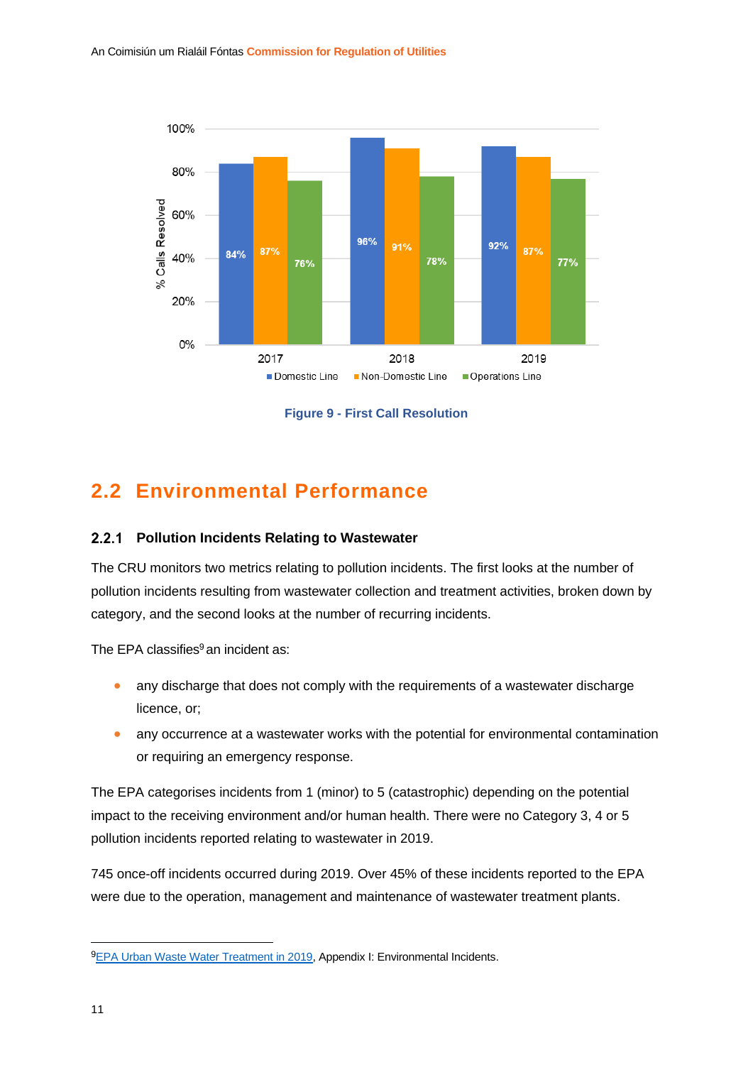| | Domestic Line | Non-Domestic Line | Operations Line |
|---|---|---|---|
| 2017 | 84% | 87% | 76% |
| 2018 | 96% | 91% | 78% |
| 2019 | 92% | 87% | 77% |

Figure 9 - First Call Resolution

## 2.2 Environmental Performance

### 2.2.1 Pollution Incidents Relating to Wastewater

The CRU monitors two metrics relating to pollution incidents. The first looks at the number of pollution incidents resulting from wastewater collection and treatment activities, broken down by category, and the second looks at the number of recurring incidents.

The EPA classifies[9] an incident as:

- any discharge that does not comply with the requirements of a wastewater discharge licence, or;
- any occurrence at a wastewater works with the potential for environmental contamination or requiring an emergency response.

The EPA categorises incidents from 1 (minor) to 5 (catastrophic) depending on the potential impact to the receiving environment and/or human health. There were no Category 3, 4 or 5 pollution incidents reported relating to wastewater in 2019.

745 once-off incidents occurred during 2019. Over 45% of these incidents reported to the EPA were due to the operation, management and maintenance of wastewater treatment plants.

[9] EPA Urban Waste Water Treatment in 2019, Appendix I: Environmental Incidents.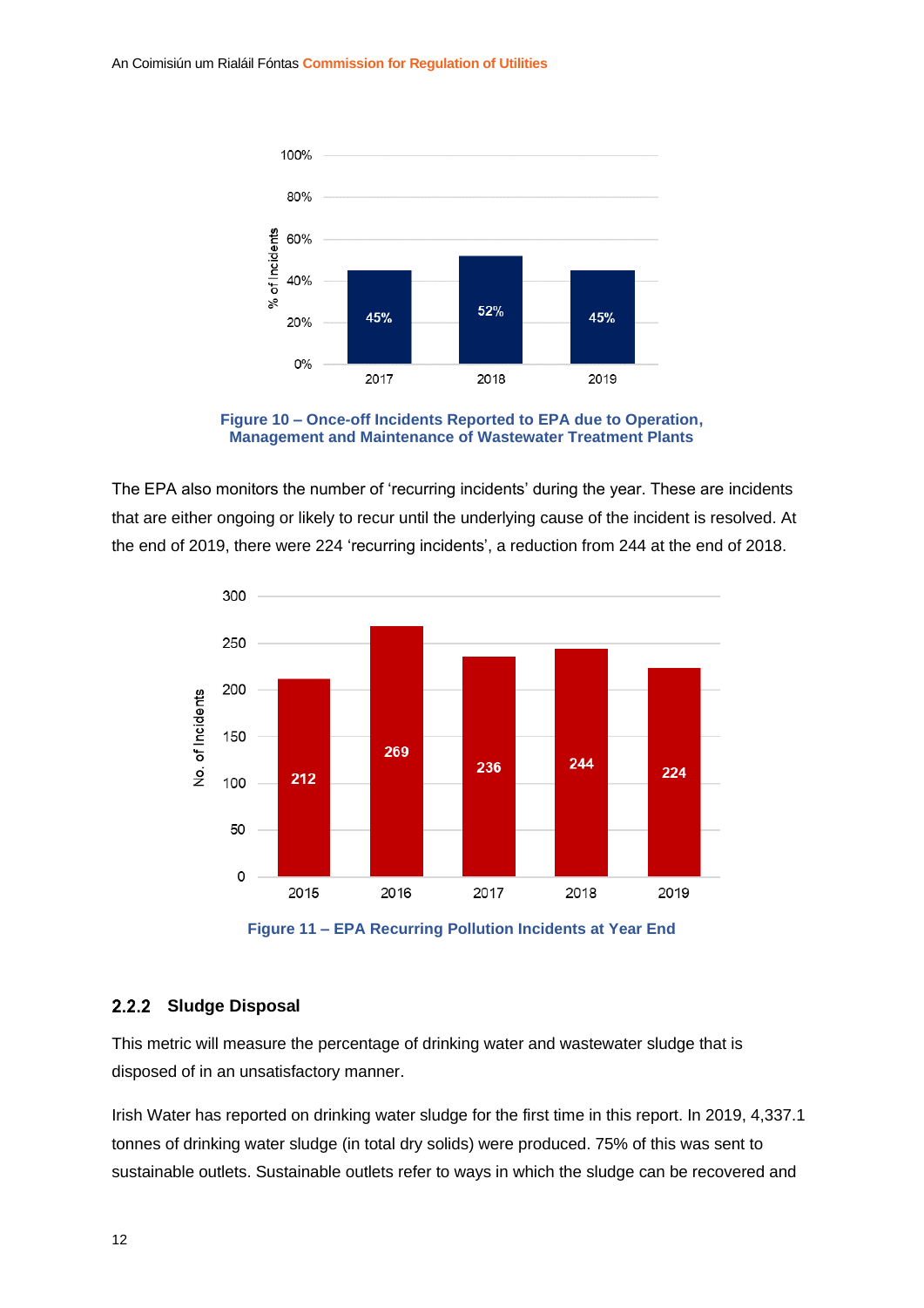Figure 10 – Once-off Incidents Reported to EPA due to Operation, Management and Maintenance of Wastewater Treatment Plants

| Year | % of Incidents |
|---|---|
| 2017 | 45% |
| 2018 | 52% |
| 2019 | 45% |

The EPA also monitors the number of 'recurring incidents' during the year. These are incidents that are either ongoing or likely to recur until the underlying cause of the incident is resolved. At the end of 2019, there were 224 'recurring incidents', a reduction from 244 at the end of 2018.

Figure 11 – EPA Recurring Pollution Incidents at Year End

| Year | No. of Incidents |
|---|---|
| 2015 | 212 |
| 2016 | 269 |
| 2017 | 236 |
| 2018 | 244 |
| 2019 | 224 |

### 2.2.2 Sludge Disposal

This metric will measure the percentage of drinking water and wastewater sludge that is disposed of in an unsatisfactory manner.

Irish Water has reported on drinking water sludge for the first time in this report. In 2019, 4,337.1 tonnes of drinking water sludge (in total dry solids) were produced. 75% of this was sent to sustainable outlets. Sustainable outlets refer to ways in which the sludge can be recovered and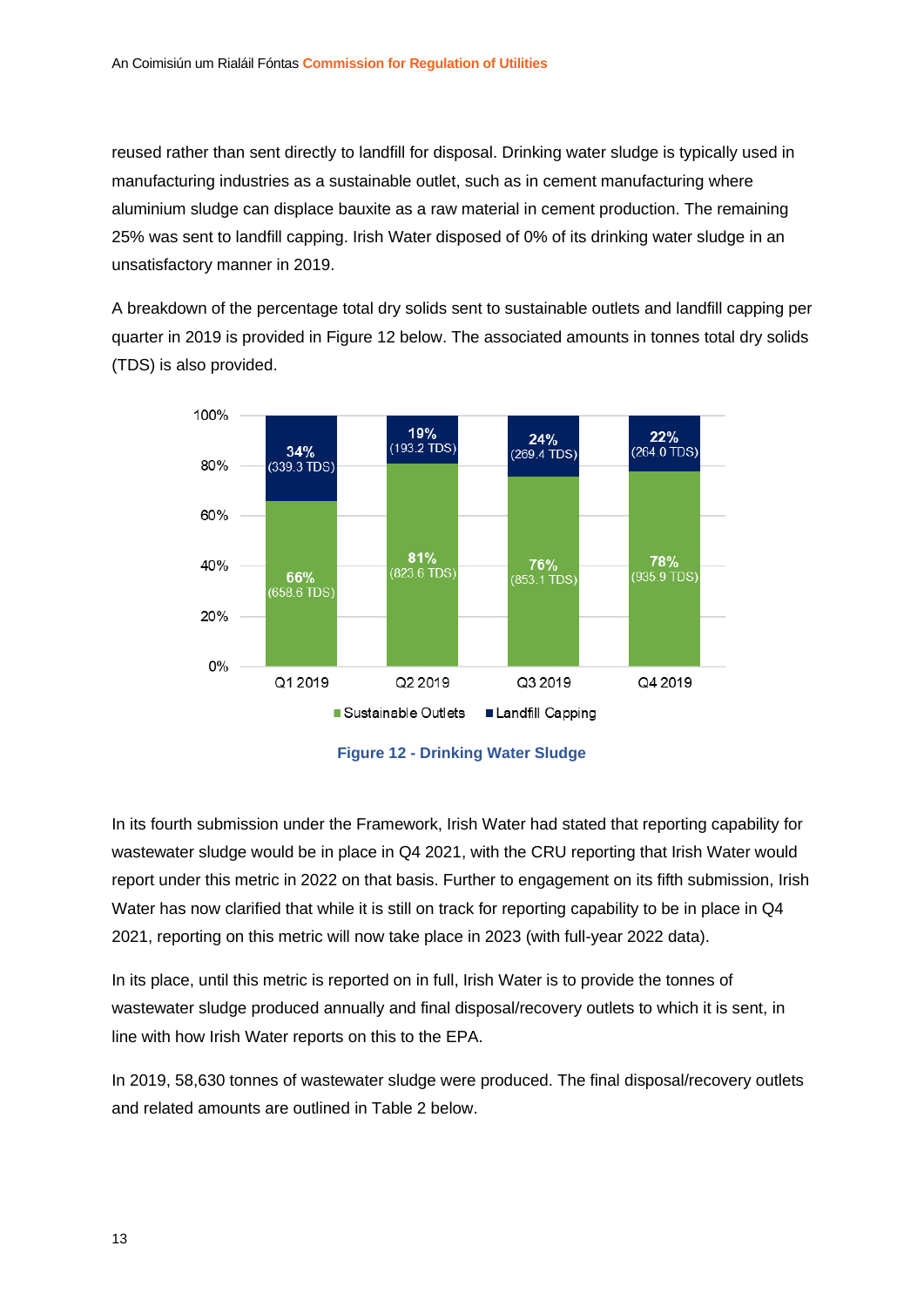reused rather than sent directly to landfill for disposal. Drinking water sludge is typically used in manufacturing industries as a sustainable outlet, such as in cement manufacturing where aluminium sludge can displace bauxite as a raw material in cement production. The remaining 25% was sent to landfill capping. Irish Water disposed of 0% of its drinking water sludge in an unsatisfactory manner in 2019.

A breakdown of the percentage total dry solids sent to sustainable outlets and landfill capping per quarter in 2019 is provided in Figure 12 below. The associated amounts in tonnes total dry solids (TDS) is also provided.

| | Q1 2019 | Q2 2019 | Q3 2019 | Q4 2019 |
|---|---|---|---|---|
| Sustainable Outlets | 66% (658.6 TDS) | 81% (823.6 TDS) | 76% (853.1 TDS) | 78% (935.9 TDS) |
| Landfill Capping | 34% (339.3 TDS) | 19% (193.2 TDS) | 24% (269.4 TDS) | 22% (264.0 TDS) |

**Figure 12 - Drinking Water Sludge**

In its fourth submission under the Framework, Irish Water had stated that reporting capability for wastewater sludge would be in place in Q4 2021, with the CRU reporting that Irish Water would report under this metric in 2022 on that basis. Further to engagement on its fifth submission, Irish Water has now clarified that while it is still on track for reporting capability to be in place in Q4 2021, reporting on this metric will now take place in 2023 (with full-year 2022 data).

In its place, until this metric is reported on in full, Irish Water is to provide the tonnes of wastewater sludge produced annually and final disposal/recovery outlets to which it is sent, in line with how Irish Water reports on this to the EPA.

In 2019, 58,630 tonnes of wastewater sludge were produced. The final disposal/recovery outlets and related amounts are outlined in Table 2 below.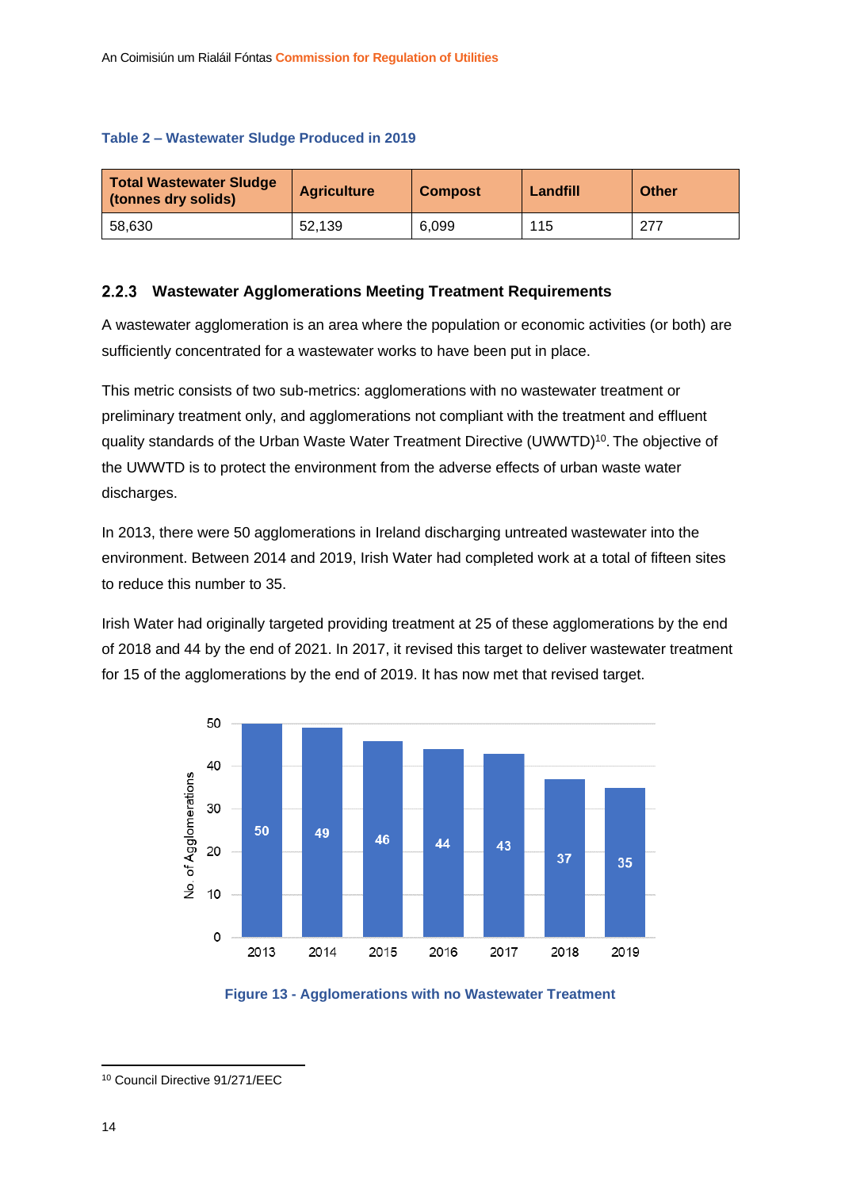Table 2 – Wastewater Sludge Produced in 2019

| Total Wastewater Sludge (tonnes dry solids) | Agriculture | Compost | Landfill | Other |
|---|---|---|---|---|
| 58,630 | 52,139 | 6,099 | 115 | 277 |

### 2.2.3 Wastewater Agglomerations Meeting Treatment Requirements

A wastewater agglomeration is an area where the population or economic activities (or both) are sufficiently concentrated for a wastewater works to have been put in place.

This metric consists of two sub-metrics: agglomerations with no wastewater treatment or preliminary treatment only, and agglomerations not compliant with the treatment and effluent quality standards of the Urban Waste Water Treatment Directive (UWWTD)[10]. The objective of the UWWTD is to protect the environment from the adverse effects of urban waste water discharges.

In 2013, there were 50 agglomerations in Ireland discharging untreated wastewater into the environment. Between 2014 and 2019, Irish Water had completed work at a total of fifteen sites to reduce this number to 35.

Irish Water had originally targeted providing treatment at 25 of these agglomerations by the end of 2018 and 44 by the end of 2021. In 2017, it revised this target to deliver wastewater treatment for 15 of the agglomerations by the end of 2019. It has now met that revised target.

| Year | No. of Agglomerations |
|---|---|
| 2013 | 50 |
| 2014 | 49 |
| 2015 | 46 |
| 2016 | 44 |
| 2017 | 43 |
| 2018 | 37 |
| 2019 | 35 |

Figure 13 - Agglomerations with no Wastewater Treatment

[10] Council Directive 91/271/EEC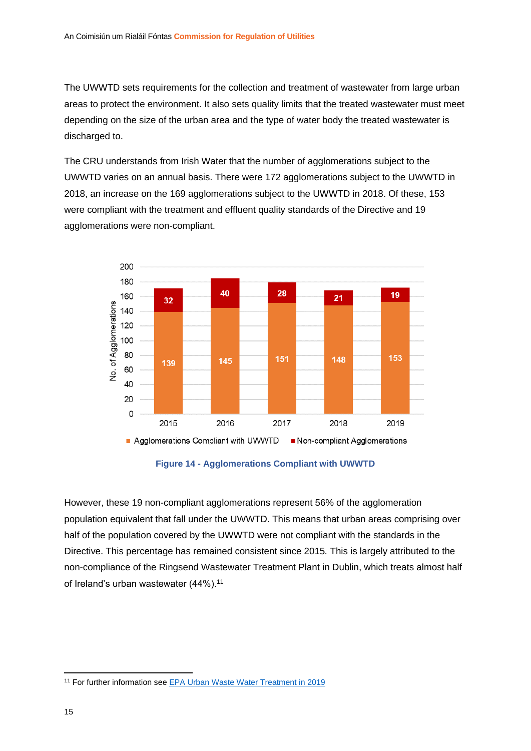The UWWTD sets requirements for the collection and treatment of wastewater from large urban areas to protect the environment. It also sets quality limits that the treated wastewater must meet depending on the size of the urban area and the type of water body the treated wastewater is discharged to.

The CRU understands from Irish Water that the number of agglomerations subject to the UWWTD varies on an annual basis. There were 172 agglomerations subject to the UWWTD in 2018, an increase on the 169 agglomerations subject to the UWWTD in 2018. Of these, 153 were compliant with the treatment and effluent quality standards of the Directive and 19 agglomerations were non-compliant.

| Year | Agglomerations Compliant with UWWTD | Non-compliant Agglomerations |
|---|---|---|
| 2015 | 139 | 32 |
| 2016 | 145 | 40 |
| 2017 | 151 | 28 |
| 2018 | 148 | 21 |
| 2019 | 153 | 19 |

**Figure 14 - Agglomerations Compliant with UWWTD**

However, these 19 non-compliant agglomerations represent 56% of the agglomeration population equivalent that fall under the UWWTD. This means that urban areas comprising over half of the population covered by the UWWTD were not compliant with the standards in the Directive. This percentage has remained consistent since 2015. This is largely attributed to the non-compliance of the Ringsend Wastewater Treatment Plant in Dublin, which treats almost half of Ireland's urban wastewater (44%).[11]

[11] For further information see EPA Urban Waste Water Treatment in 2019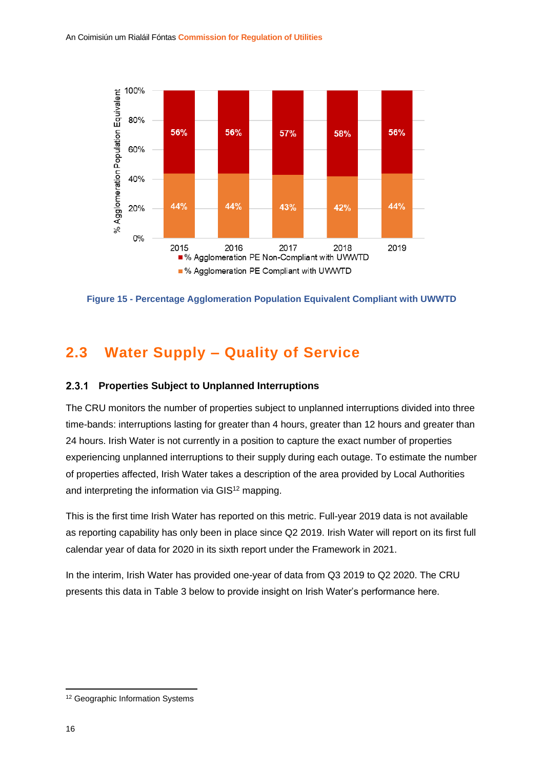| Year | % Agglomeration PE Non-Compliant with UWWTD | % Agglomeration PE Compliant with UWWTD |
|---|---|---|
| 2015 | 56% | 44% |
| 2016 | 56% | 44% |
| 2017 | 57% | 43% |
| 2018 | 58% | 42% |
| 2019 | 56% | 44% |

**Figure 15 - Percentage Agglomeration Population Equivalent Compliant with UWWTD**

## 2.3 Water Supply – Quality of Service

### 2.3.1 Properties Subject to Unplanned Interruptions

The CRU monitors the number of properties subject to unplanned interruptions divided into three time-bands: interruptions lasting for greater than 4 hours, greater than 12 hours and greater than 24 hours. Irish Water is not currently in a position to capture the exact number of properties experiencing unplanned interruptions to their supply during each outage. To estimate the number of properties affected, Irish Water takes a description of the area provided by Local Authorities and interpreting the information via GIS[12] mapping.

This is the first time Irish Water has reported on this metric. Full-year 2019 data is not available as reporting capability has only been in place since Q2 2019. Irish Water will report on its first full calendar year of data for 2020 in its sixth report under the Framework in 2021.

In the interim, Irish Water has provided one-year of data from Q3 2019 to Q2 2020. The CRU presents this data in Table 3 below to provide insight on Irish Water's performance here.

[12] Geographic Information Systems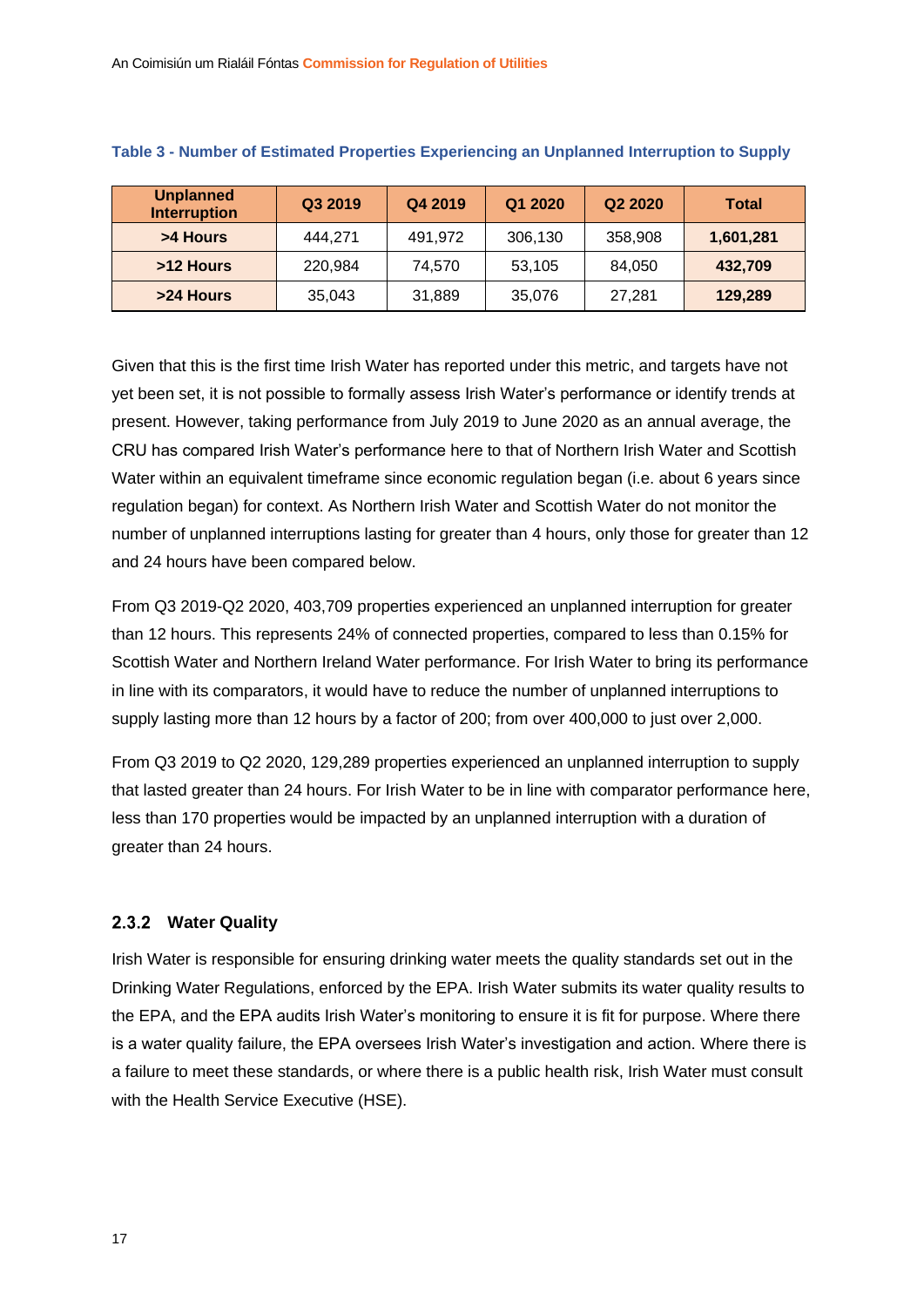**Table 3 - Number of Estimated Properties Experiencing an Unplanned Interruption to Supply**

| Unplanned Interruption | Q3 2019 | Q4 2019 | Q1 2020 | Q2 2020 | Total |
|---|---|---|---|---|---|
| >4 Hours | 444,271 | 491,972 | 306,130 | 358,908 | **1,601,281** |
| >12 Hours | 220,984 | 74,570 | 53,105 | 84,050 | **432,709** |
| >24 Hours | 35,043 | 31,889 | 35,076 | 27,281 | **129,289** |

Given that this is the first time Irish Water has reported under this metric, and targets have not yet been set, it is not possible to formally assess Irish Water's performance or identify trends at present. However, taking performance from July 2019 to June 2020 as an annual average, the CRU has compared Irish Water's performance here to that of Northern Irish Water and Scottish Water within an equivalent timeframe since economic regulation began (i.e. about 6 years since regulation began) for context. As Northern Irish Water and Scottish Water do not monitor the number of unplanned interruptions lasting for greater than 4 hours, only those for greater than 12 and 24 hours have been compared below.

From Q3 2019-Q2 2020, 403,709 properties experienced an unplanned interruption for greater than 12 hours. This represents 24% of connected properties, compared to less than 0.15% for Scottish Water and Northern Ireland Water performance. For Irish Water to bring its performance in line with its comparators, it would have to reduce the number of unplanned interruptions to supply lasting more than 12 hours by a factor of 200; from over 400,000 to just over 2,000.

From Q3 2019 to Q2 2020, 129,289 properties experienced an unplanned interruption to supply that lasted greater than 24 hours. For Irish Water to be in line with comparator performance here, less than 170 properties would be impacted by an unplanned interruption with a duration of greater than 24 hours.

### 2.3.2 Water Quality

Irish Water is responsible for ensuring drinking water meets the quality standards set out in the Drinking Water Regulations, enforced by the EPA. Irish Water submits its water quality results to the EPA, and the EPA audits Irish Water's monitoring to ensure it is fit for purpose. Where there is a water quality failure, the EPA oversees Irish Water's investigation and action. Where there is a failure to meet these standards, or where there is a public health risk, Irish Water must consult with the Health Service Executive (HSE).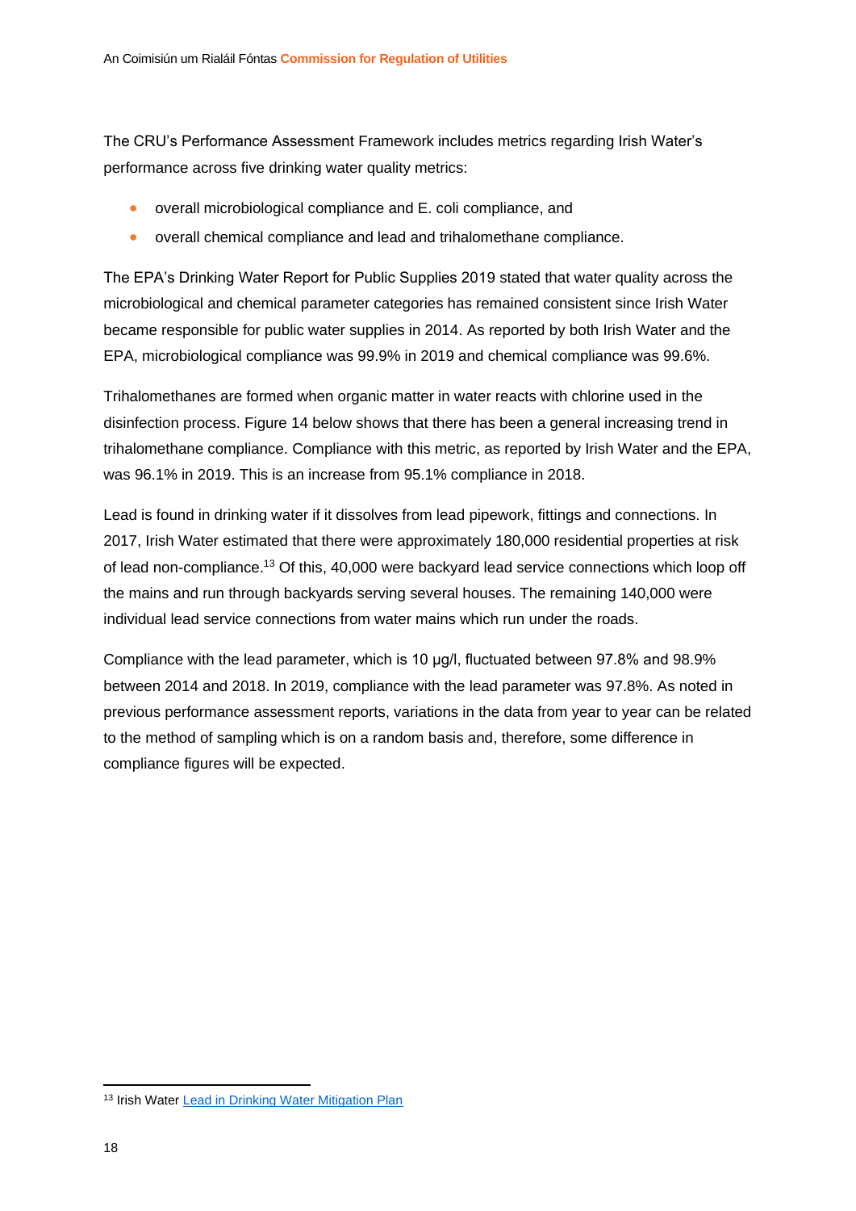The CRU's Performance Assessment Framework includes metrics regarding Irish Water's performance across five drinking water quality metrics:

- overall microbiological compliance and E. coli compliance, and
- overall chemical compliance and lead and trihalomethane compliance.

The EPA's Drinking Water Report for Public Supplies 2019 stated that water quality across the microbiological and chemical parameter categories has remained consistent since Irish Water became responsible for public water supplies in 2014. As reported by both Irish Water and the EPA, microbiological compliance was 99.9% in 2019 and chemical compliance was 99.6%.

Trihalomethanes are formed when organic matter in water reacts with chlorine used in the disinfection process. Figure 14 below shows that there has been a general increasing trend in trihalomethane compliance. Compliance with this metric, as reported by Irish Water and the EPA, was 96.1% in 2019. This is an increase from 95.1% compliance in 2018.

Lead is found in drinking water if it dissolves from lead pipework, fittings and connections. In 2017, Irish Water estimated that there were approximately 180,000 residential properties at risk of lead non-compliance.[13] Of this, 40,000 were backyard lead service connections which loop off the mains and run through backyards serving several houses. The remaining 140,000 were individual lead service connections from water mains which run under the roads.

Compliance with the lead parameter, which is 10 µg/l, fluctuated between 97.8% and 98.9% between 2014 and 2018. In 2019, compliance with the lead parameter was 97.8%. As noted in previous performance assessment reports, variations in the data from year to year can be related to the method of sampling which is on a random basis and, therefore, some difference in compliance figures will be expected.

---

[13] Irish Water Lead in Drinking Water Mitigation Plan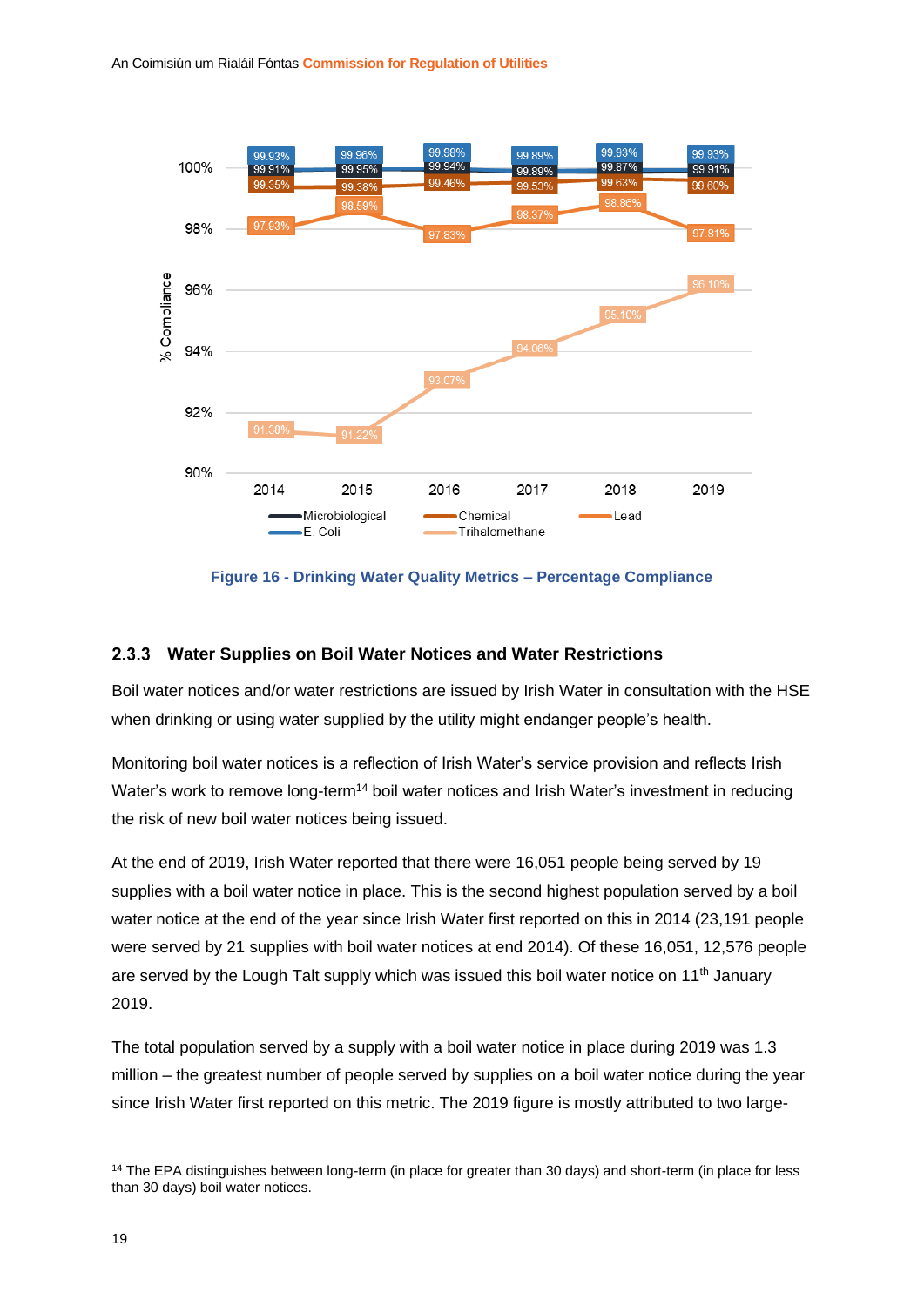| | 2014 | 2015 | 2016 | 2017 | 2018 | 2019 |
|---|---|---|---|---|---|---|
| E. Coli | 99.93% | 99.96% | 99.98% | 99.89% | 99.93% | 99.93% |
| Microbiological | 99.91% | 99.95% | 99.94% | 99.89% | 99.87% | 99.91% |
| Chemical | 99.35% | 99.38% | 99.46% | 99.53% | 99.63% | 99.60% |
| Lead | 97.93% | 98.59% | 97.83% | 98.37% | 98.86% | 97.81% |
| Trihalomethane | 91.38% | 91.22% | 93.07% | 94.06% | 95.10% | 96.10% |

**Figure 16 - Drinking Water Quality Metrics – Percentage Compliance**

### 2.3.3 Water Supplies on Boil Water Notices and Water Restrictions

Boil water notices and/or water restrictions are issued by Irish Water in consultation with the HSE when drinking or using water supplied by the utility might endanger people's health.

Monitoring boil water notices is a reflection of Irish Water's service provision and reflects Irish Water's work to remove long-term[14] boil water notices and Irish Water's investment in reducing the risk of new boil water notices being issued.

At the end of 2019, Irish Water reported that there were 16,051 people being served by 19 supplies with a boil water notice in place. This is the second highest population served by a boil water notice at the end of the year since Irish Water first reported on this in 2014 (23,191 people were served by 21 supplies with boil water notices at end 2014). Of these 16,051, 12,576 people are served by the Lough Talt supply which was issued this boil water notice on 11th January 2019.

The total population served by a supply with a boil water notice in place during 2019 was 1.3 million – the greatest number of people served by supplies on a boil water notice during the year since Irish Water first reported on this metric. The 2019 figure is mostly attributed to two large-

[14] The EPA distinguishes between long-term (in place for greater than 30 days) and short-term (in place for less than 30 days) boil water notices.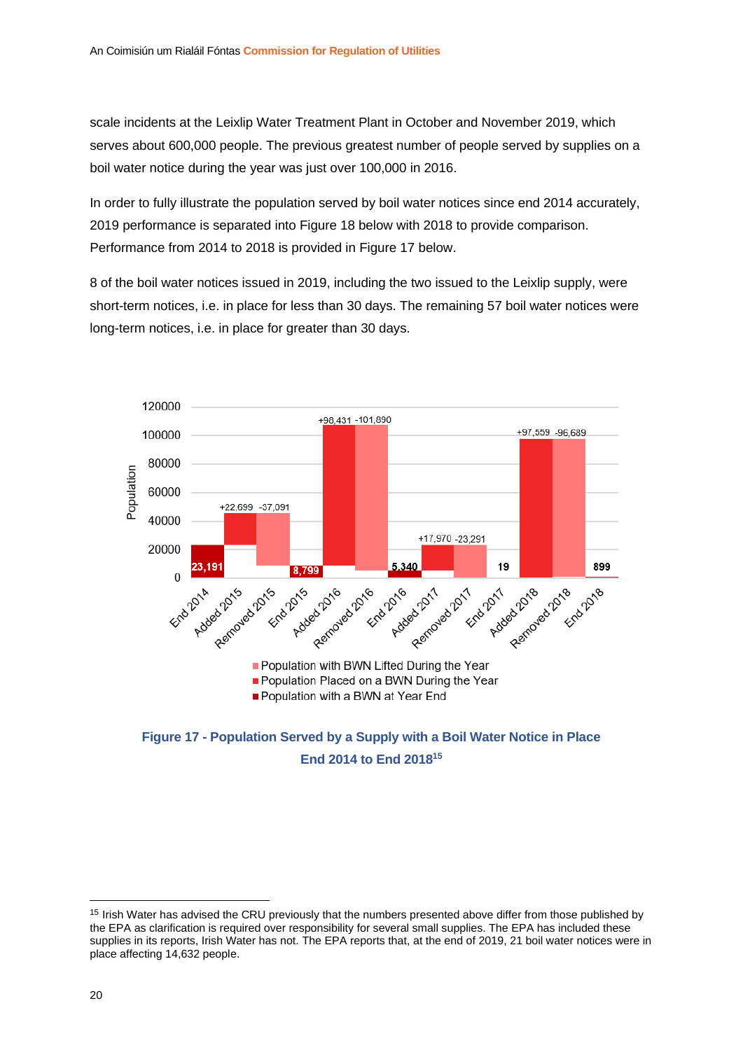scale incidents at the Leixlip Water Treatment Plant in October and November 2019, which serves about 600,000 people. The previous greatest number of people served by supplies on a boil water notice during the year was just over 100,000 in 2016.

In order to fully illustrate the population served by boil water notices since end 2014 accurately, 2019 performance is separated into Figure 18 below with 2018 to provide comparison. Performance from 2014 to 2018 is provided in Figure 17 below.

8 of the boil water notices issued in 2019, including the two issued to the Leixlip supply, were short-term notices, i.e. in place for less than 30 days. The remaining 57 boil water notices were long-term notices, i.e. in place for greater than 30 days.

**Figure 17 - Population Served by a Supply with a Boil Water Notice in Place End 2014 to End 2018**[15]

---

[15] Irish Water has advised the CRU previously that the numbers presented above differ from those published by the EPA as clarification is required over responsibility for several small supplies. The EPA has included these supplies in its reports, Irish Water has not. The EPA reports that, at the end of 2019, 21 boil water notices were in place affecting 14,632 people.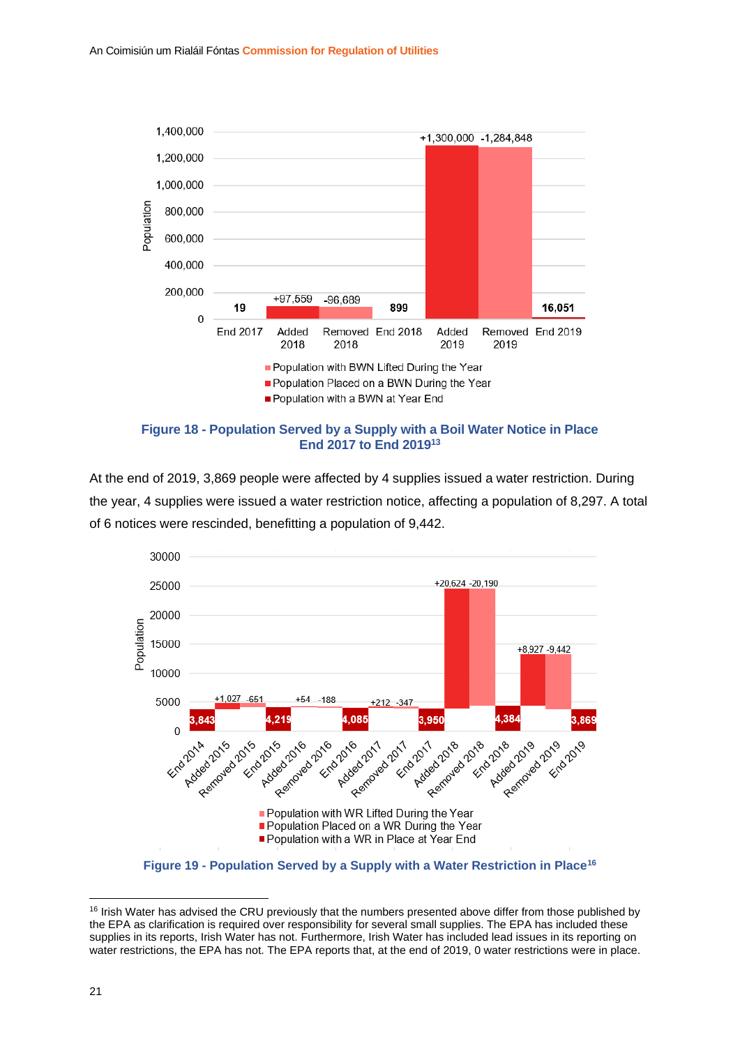**Figure 18 - Population Served by a Supply with a Boil Water Notice in Place End 2017 to End 2019[13]**

At the end of 2019, 3,869 people were affected by 4 supplies issued a water restriction. During the year, 4 supplies were issued a water restriction notice, affecting a population of 8,297. A total of 6 notices were rescinded, benefitting a population of 9,442.

**Figure 19 - Population Served by a Supply with a Water Restriction in Place[16]**

---

[16] Irish Water has advised the CRU previously that the numbers presented above differ from those published by the EPA as clarification is required over responsibility for several small supplies. The EPA has included these supplies in its reports, Irish Water has not. Furthermore, Irish Water has included lead issues in its reporting on water restrictions, the EPA has not. The EPA reports that, at the end of 2019, 0 water restrictions were in place.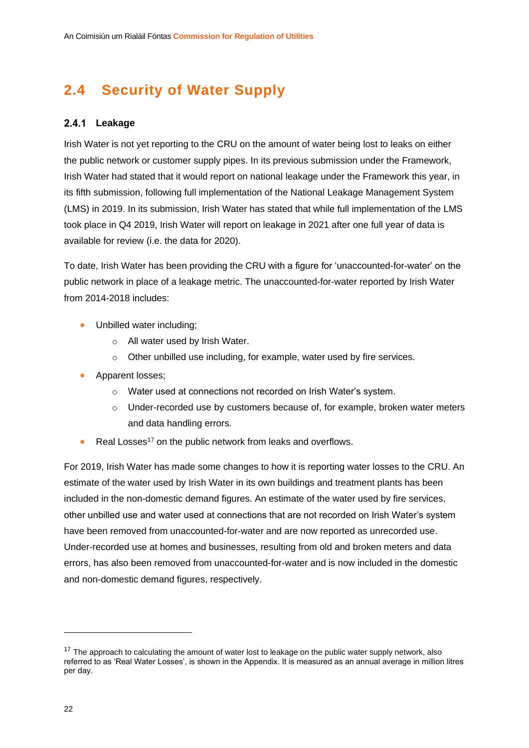## 2.4 Security of Water Supply

### 2.4.1 Leakage

Irish Water is not yet reporting to the CRU on the amount of water being lost to leaks on either the public network or customer supply pipes. In its previous submission under the Framework, Irish Water had stated that it would report on national leakage under the Framework this year, in its fifth submission, following full implementation of the National Leakage Management System (LMS) in 2019. In its submission, Irish Water has stated that while full implementation of the LMS took place in Q4 2019, Irish Water will report on leakage in 2021 after one full year of data is available for review (i.e. the data for 2020).

To date, Irish Water has been providing the CRU with a figure for 'unaccounted-for-water' on the public network in place of a leakage metric. The unaccounted-for-water reported by Irish Water from 2014-2018 includes:

- Unbilled water including;
  - All water used by Irish Water.
  - Other unbilled use including, for example, water used by fire services.
- Apparent losses;
  - Water used at connections not recorded on Irish Water's system.
  - Under-recorded use by customers because of, for example, broken water meters and data handling errors.
- Real Losses[17] on the public network from leaks and overflows.

For 2019, Irish Water has made some changes to how it is reporting water losses to the CRU. An estimate of the water used by Irish Water in its own buildings and treatment plants has been included in the non-domestic demand figures. An estimate of the water used by fire services, other unbilled use and water used at connections that are not recorded on Irish Water's system have been removed from unaccounted-for-water and are now reported as unrecorded use. Under-recorded use at homes and businesses, resulting from old and broken meters and data errors, has also been removed from unaccounted-for-water and is now included in the domestic and non-domestic demand figures, respectively.

---

[17] The approach to calculating the amount of water lost to leakage on the public water supply network, also referred to as 'Real Water Losses', is shown in the Appendix. It is measured as an annual average in million litres per day.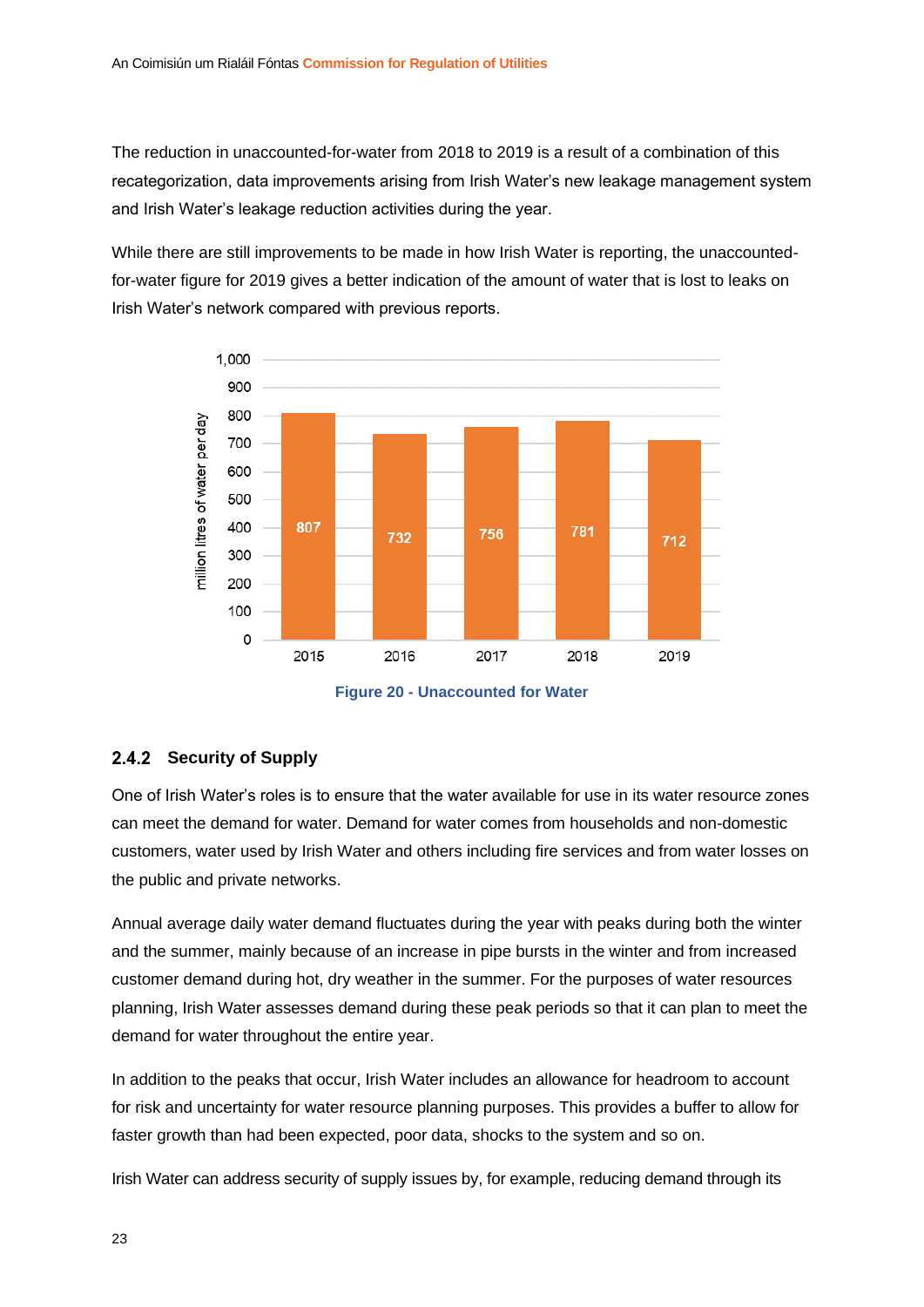The reduction in unaccounted-for-water from 2018 to 2019 is a result of a combination of this recategorization, data improvements arising from Irish Water's new leakage management system and Irish Water's leakage reduction activities during the year.

While there are still improvements to be made in how Irish Water is reporting, the unaccounted-for-water figure for 2019 gives a better indication of the amount of water that is lost to leaks on Irish Water's network compared with previous reports.

| Year | million litres of water per day |
|---|---|
| 2015 | 807 |
| 2016 | 732 |
| 2017 | 756 |
| 2018 | 781 |
| 2019 | 712 |

Figure 20 - Unaccounted for Water

### 2.4.2 Security of Supply

One of Irish Water's roles is to ensure that the water available for use in its water resource zones can meet the demand for water. Demand for water comes from households and non-domestic customers, water used by Irish Water and others including fire services and from water losses on the public and private networks.

Annual average daily water demand fluctuates during the year with peaks during both the winter and the summer, mainly because of an increase in pipe bursts in the winter and from increased customer demand during hot, dry weather in the summer. For the purposes of water resources planning, Irish Water assesses demand during these peak periods so that it can plan to meet the demand for water throughout the entire year.

In addition to the peaks that occur, Irish Water includes an allowance for headroom to account for risk and uncertainty for water resource planning purposes. This provides a buffer to allow for faster growth than had been expected, poor data, shocks to the system and so on.

Irish Water can address security of supply issues by, for example, reducing demand through its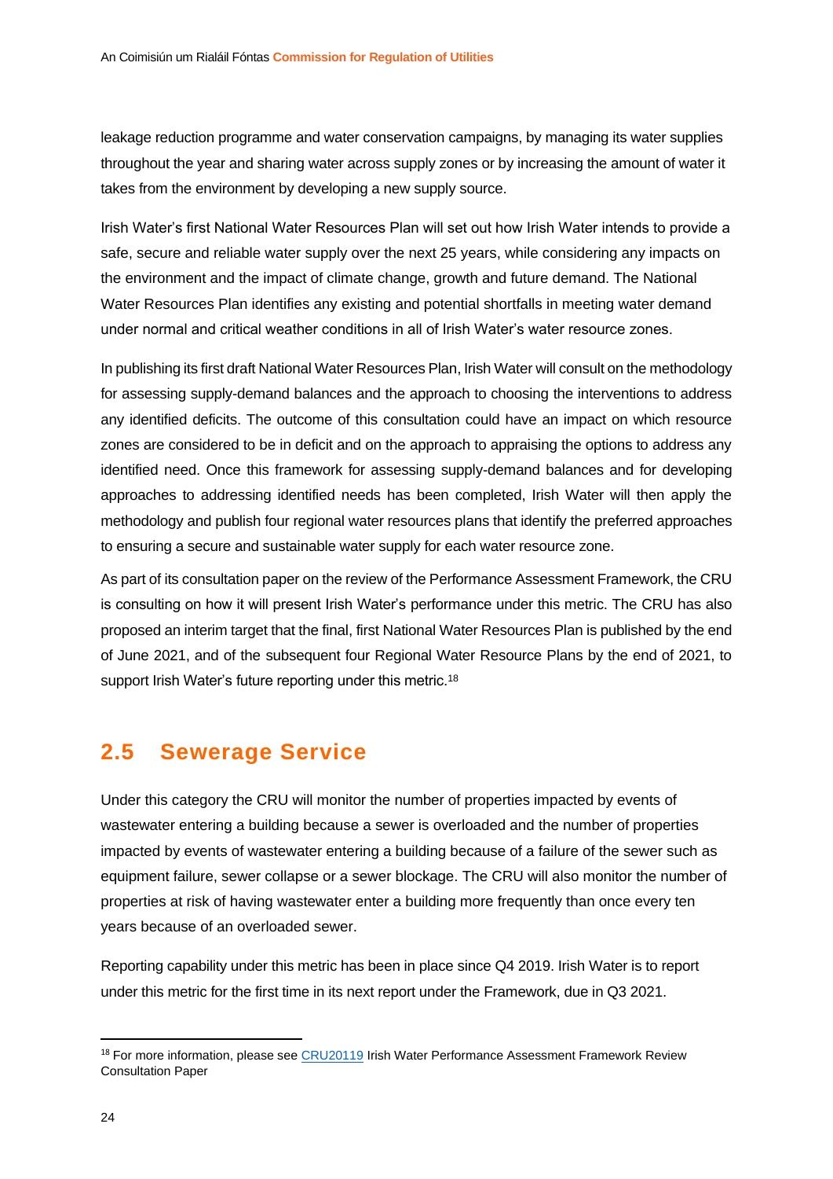leakage reduction programme and water conservation campaigns, by managing its water supplies throughout the year and sharing water across supply zones or by increasing the amount of water it takes from the environment by developing a new supply source.

Irish Water's first National Water Resources Plan will set out how Irish Water intends to provide a safe, secure and reliable water supply over the next 25 years, while considering any impacts on the environment and the impact of climate change, growth and future demand. The National Water Resources Plan identifies any existing and potential shortfalls in meeting water demand under normal and critical weather conditions in all of Irish Water's water resource zones.

In publishing its first draft National Water Resources Plan, Irish Water will consult on the methodology for assessing supply-demand balances and the approach to choosing the interventions to address any identified deficits. The outcome of this consultation could have an impact on which resource zones are considered to be in deficit and on the approach to appraising the options to address any identified need. Once this framework for assessing supply-demand balances and for developing approaches to addressing identified needs has been completed, Irish Water will then apply the methodology and publish four regional water resources plans that identify the preferred approaches to ensuring a secure and sustainable water supply for each water resource zone.

As part of its consultation paper on the review of the Performance Assessment Framework, the CRU is consulting on how it will present Irish Water's performance under this metric. The CRU has also proposed an interim target that the final, first National Water Resources Plan is published by the end of June 2021, and of the subsequent four Regional Water Resource Plans by the end of 2021, to support Irish Water's future reporting under this metric.[18]

## 2.5 Sewerage Service

Under this category the CRU will monitor the number of properties impacted by events of wastewater entering a building because a sewer is overloaded and the number of properties impacted by events of wastewater entering a building because of a failure of the sewer such as equipment failure, sewer collapse or a sewer blockage. The CRU will also monitor the number of properties at risk of having wastewater enter a building more frequently than once every ten years because of an overloaded sewer.

Reporting capability under this metric has been in place since Q4 2019. Irish Water is to report under this metric for the first time in its next report under the Framework, due in Q3 2021.

---

[18] For more information, please see CRU20119 Irish Water Performance Assessment Framework Review Consultation Paper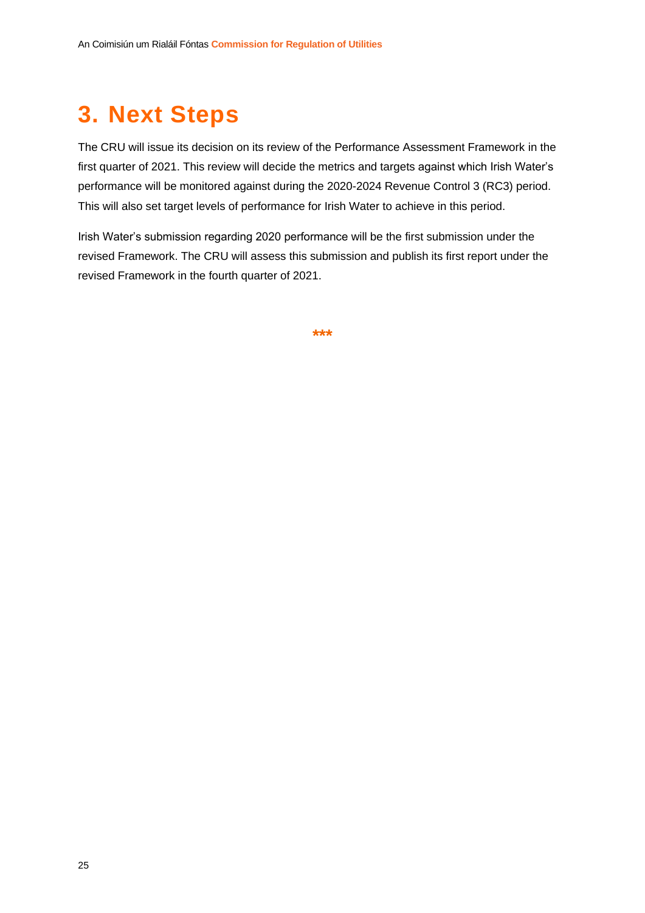# 3. Next Steps

The CRU will issue its decision on its review of the Performance Assessment Framework in the first quarter of 2021. This review will decide the metrics and targets against which Irish Water's performance will be monitored against during the 2020-2024 Revenue Control 3 (RC3) period. This will also set target levels of performance for Irish Water to achieve in this period.

Irish Water's submission regarding 2020 performance will be the first submission under the revised Framework. The CRU will assess this submission and publish its first report under the revised Framework in the fourth quarter of 2021.

***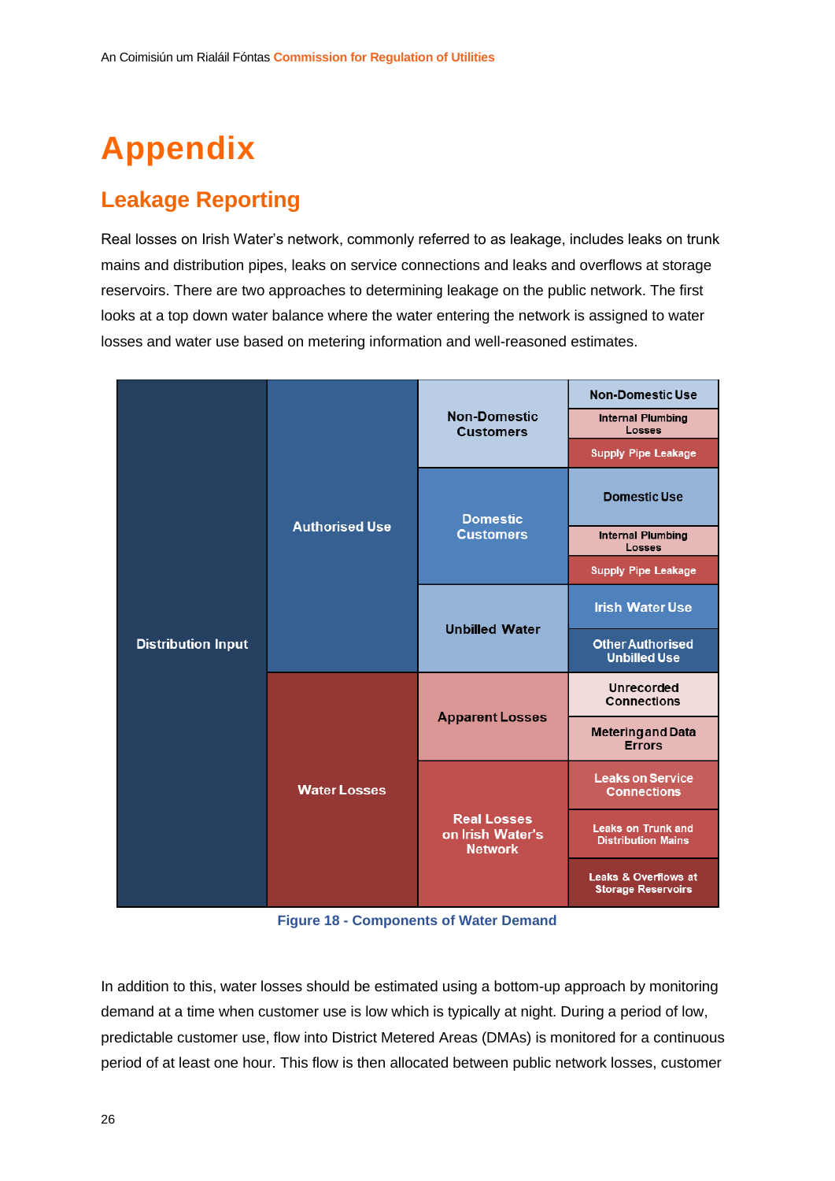# Appendix

## Leakage Reporting

Real losses on Irish Water's network, commonly referred to as leakage, includes leaks on trunk mains and distribution pipes, leaks on service connections and leaks and overflows at storage reservoirs. There are two approaches to determining leakage on the public network. The first looks at a top down water balance where the water entering the network is assigned to water losses and water use based on metering information and well-reasoned estimates.

| | | | |
|---|---|---|---|
| Distribution Input | Authorised Use | Non-Domestic Customers | Non-Domestic Use |
| | | | Internal Plumbing Losses |
| | | | Supply Pipe Leakage |
| | | Domestic Customers | Domestic Use |
| | | | Internal Plumbing Losses |
| | | | Supply Pipe Leakage |
| | | Unbilled Water | Irish Water Use |
| | | | Other Authorised Unbilled Use |
| | Water Losses | Apparent Losses | Unrecorded Connections |
| | | | Metering and Data Errors |
| | | Real Losses on Irish Water's Network | Leaks on Service Connections |
| | | | Leaks on Trunk and Distribution Mains |
| | | | Leaks & Overflows at Storage Reservoirs |

Figure 18 - Components of Water Demand

In addition to this, water losses should be estimated using a bottom-up approach by monitoring demand at a time when customer use is low which is typically at night. During a period of low, predictable customer use, flow into District Metered Areas (DMAs) is monitored for a continuous period of at least one hour. This flow is then allocated between public network losses, customer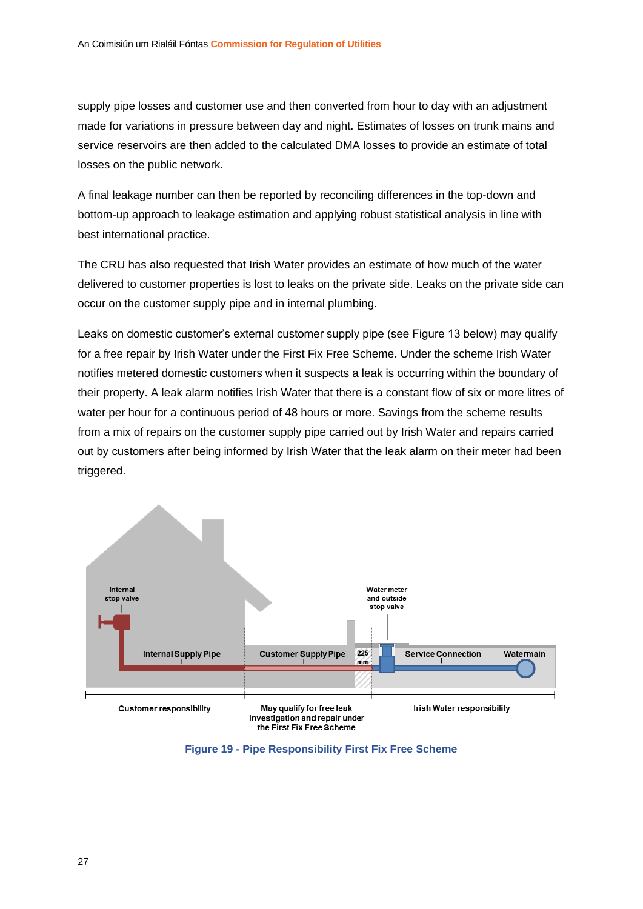supply pipe losses and customer use and then converted from hour to day with an adjustment made for variations in pressure between day and night. Estimates of losses on trunk mains and service reservoirs are then added to the calculated DMA losses to provide an estimate of total losses on the public network.

A final leakage number can then be reported by reconciling differences in the top-down and bottom-up approach to leakage estimation and applying robust statistical analysis in line with best international practice.

The CRU has also requested that Irish Water provides an estimate of how much of the water delivered to customer properties is lost to leaks on the private side. Leaks on the private side can occur on the customer supply pipe and in internal plumbing.

Leaks on domestic customer's external customer supply pipe (see Figure 13 below) may qualify for a free repair by Irish Water under the First Fix Free Scheme. Under the scheme Irish Water notifies metered domestic customers when it suspects a leak is occurring within the boundary of their property. A leak alarm notifies Irish Water that there is a constant flow of six or more litres of water per hour for a continuous period of 48 hours or more. Savings from the scheme results from a mix of repairs on the customer supply pipe carried out by Irish Water and repairs carried out by customers after being informed by Irish Water that the leak alarm on their meter had been triggered.

Internal stop valve
Internal Supply Pipe
Customer Supply Pipe
225 mm
Water meter and outside stop valve
Service Connection
Watermain
Customer responsibility
May qualify for free leak investigation and repair under the First Fix Free Scheme
Irish Water responsibility

Figure 19 - Pipe Responsibility First Fix Free Scheme